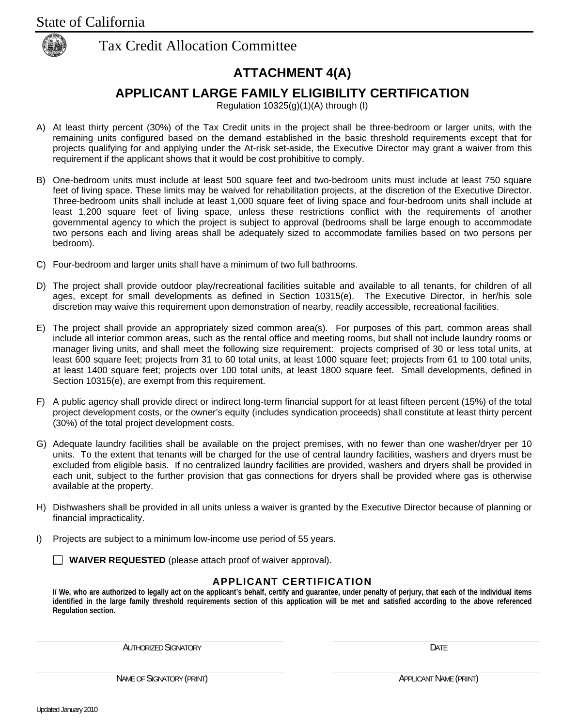State of California

Tax Credit Allocation Committee

# ATTACHMENT 4(A)

## APPLICANT LARGE FAMILY ELIGIBILITY CERTIFICATION

Regulation 10325(g)(1)(A) through (I)

A) At least thirty percent (30%) of the Tax Credit units in the project shall be three-bedroom or larger units, with the remaining units configured based on the demand established in the basic threshold requirements except that for projects qualifying for and applying under the At-risk set-aside, the Executive Director may grant a waiver from this requirement if the applicant shows that it would be cost prohibitive to comply.

B) One-bedroom units must include at least 500 square feet and two-bedroom units must include at least 750 square feet of living space. These limits may be waived for rehabilitation projects, at the discretion of the Executive Director. Three-bedroom units shall include at least 1,000 square feet of living space and four-bedroom units shall include at least 1,200 square feet of living space, unless these restrictions conflict with the requirements of another governmental agency to which the project is subject to approval (bedrooms shall be large enough to accommodate two persons each and living areas shall be adequately sized to accommodate families based on two persons per bedroom).

C) Four-bedroom and larger units shall have a minimum of two full bathrooms.

D) The project shall provide outdoor play/recreational facilities suitable and available to all tenants, for children of all ages, except for small developments as defined in Section 10315(e). The Executive Director, in her/his sole discretion may waive this requirement upon demonstration of nearby, readily accessible, recreational facilities.

E) The project shall provide an appropriately sized common area(s). For purposes of this part, common areas shall include all interior common areas, such as the rental office and meeting rooms, but shall not include laundry rooms or manager living units, and shall meet the following size requirement: projects comprised of 30 or less total units, at least 600 square feet; projects from 31 to 60 total units, at least 1000 square feet; projects from 61 to 100 total units, at least 1400 square feet; projects over 100 total units, at least 1800 square feet. Small developments, defined in Section 10315(e), are exempt from this requirement.

F) A public agency shall provide direct or indirect long-term financial support for at least fifteen percent (15%) of the total project development costs, or the owner's equity (includes syndication proceeds) shall constitute at least thirty percent (30%) of the total project development costs.

G) Adequate laundry facilities shall be available on the project premises, with no fewer than one washer/dryer per 10 units. To the extent that tenants will be charged for the use of central laundry facilities, washers and dryers must be excluded from eligible basis. If no centralized laundry facilities are provided, washers and dryers shall be provided in each unit, subject to the further provision that gas connections for dryers shall be provided where gas is otherwise available at the property.

H) Dishwashers shall be provided in all units unless a waiver is granted by the Executive Director because of planning or financial impracticality.

I) Projects are subject to a minimum low-income use period of 55 years.

☐ **WAIVER REQUESTED** (please attach proof of waiver approval).

### APPLICANT CERTIFICATION

**I/ We, who are authorized to legally act on the applicant's behalf, certify and guarantee, under penalty of perjury, that each of the individual items identified in the large family threshold requirements section of this application will be met and satisfied according to the above referenced Regulation section.**

| | |
|---|---|
| ______________________________ | ______________________________ |
| AUTHORIZED SIGNATORY | DATE |
| ______________________________ | ______________________________ |
| NAME OF SIGNATORY (PRINT) | APPLICANT NAME (PRINT) |

Updated January 2010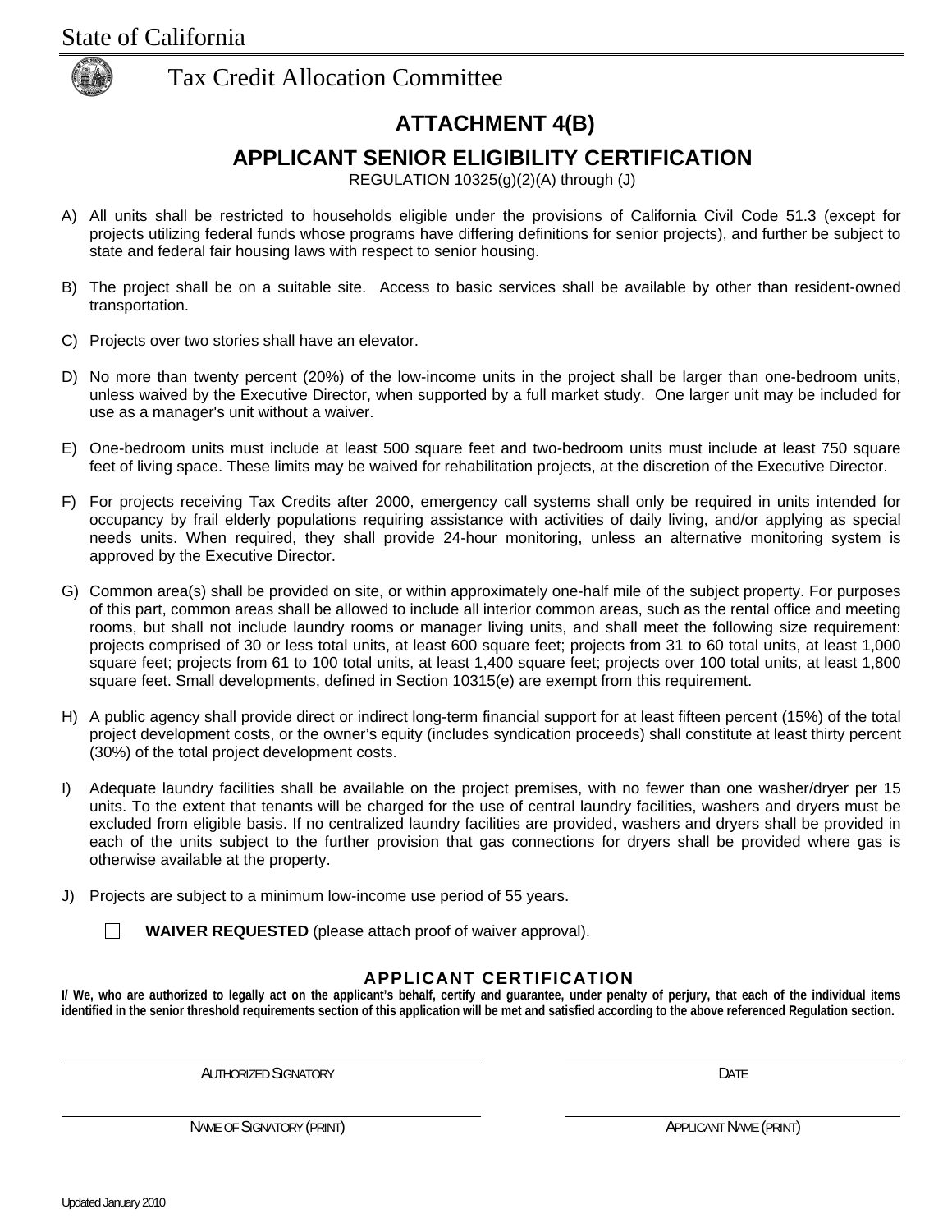State of California

Tax Credit Allocation Committee

# ATTACHMENT 4(B)

## APPLICANT SENIOR ELIGIBILITY CERTIFICATION

REGULATION 10325(g)(2)(A) through (J)

A) All units shall be restricted to households eligible under the provisions of California Civil Code 51.3 (except for projects utilizing federal funds whose programs have differing definitions for senior projects), and further be subject to state and federal fair housing laws with respect to senior housing.

B) The project shall be on a suitable site. Access to basic services shall be available by other than resident-owned transportation.

C) Projects over two stories shall have an elevator.

D) No more than twenty percent (20%) of the low-income units in the project shall be larger than one-bedroom units, unless waived by the Executive Director, when supported by a full market study. One larger unit may be included for use as a manager's unit without a waiver.

E) One-bedroom units must include at least 500 square feet and two-bedroom units must include at least 750 square feet of living space. These limits may be waived for rehabilitation projects, at the discretion of the Executive Director.

F) For projects receiving Tax Credits after 2000, emergency call systems shall only be required in units intended for occupancy by frail elderly populations requiring assistance with activities of daily living, and/or applying as special needs units. When required, they shall provide 24-hour monitoring, unless an alternative monitoring system is approved by the Executive Director.

G) Common area(s) shall be provided on site, or within approximately one-half mile of the subject property. For purposes of this part, common areas shall be allowed to include all interior common areas, such as the rental office and meeting rooms, but shall not include laundry rooms or manager living units, and shall meet the following size requirement: projects comprised of 30 or less total units, at least 600 square feet; projects from 31 to 60 total units, at least 1,000 square feet; projects from 61 to 100 total units, at least 1,400 square feet; projects over 100 total units, at least 1,800 square feet. Small developments, defined in Section 10315(e) are exempt from this requirement.

H) A public agency shall provide direct or indirect long-term financial support for at least fifteen percent (15%) of the total project development costs, or the owner's equity (includes syndication proceeds) shall constitute at least thirty percent (30%) of the total project development costs.

I) Adequate laundry facilities shall be available on the project premises, with no fewer than one washer/dryer per 15 units. To the extent that tenants will be charged for the use of central laundry facilities, washers and dryers must be excluded from eligible basis. If no centralized laundry facilities are provided, washers and dryers shall be provided in each of the units subject to the further provision that gas connections for dryers shall be provided where gas is otherwise available at the property.

J) Projects are subject to a minimum low-income use period of 55 years.

☐ **WAIVER REQUESTED** (please attach proof of waiver approval).

### APPLICANT CERTIFICATION

**I/ We, who are authorized to legally act on the applicant's behalf, certify and guarantee, under penalty of perjury, that each of the individual items identified in the senior threshold requirements section of this application will be met and satisfied according to the above referenced Regulation section.**

| ______________________________ | ______________________________ |
| --- | --- |
| AUTHORIZED SIGNATORY | DATE |
| ______________________________ | ______________________________ |
| NAME OF SIGNATORY (PRINT) | APPLICANT NAME (PRINT) |

Updated January 2010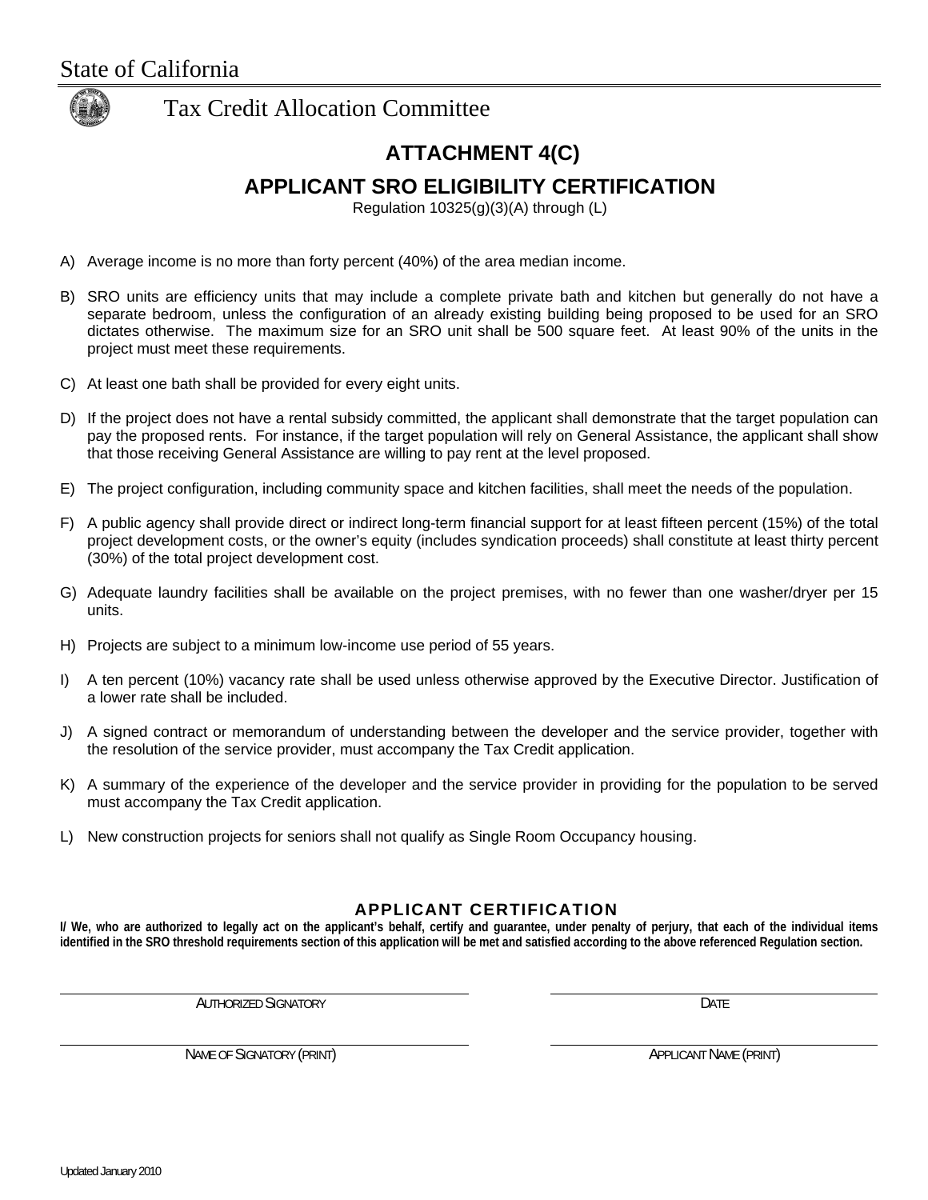State of California

Tax Credit Allocation Committee

# ATTACHMENT 4(C)

## APPLICANT SRO ELIGIBILITY CERTIFICATION

Regulation 10325(g)(3)(A) through (L)

A) Average income is no more than forty percent (40%) of the area median income.

B) SRO units are efficiency units that may include a complete private bath and kitchen but generally do not have a separate bedroom, unless the configuration of an already existing building being proposed to be used for an SRO dictates otherwise. The maximum size for an SRO unit shall be 500 square feet. At least 90% of the units in the project must meet these requirements.

C) At least one bath shall be provided for every eight units.

D) If the project does not have a rental subsidy committed, the applicant shall demonstrate that the target population can pay the proposed rents. For instance, if the target population will rely on General Assistance, the applicant shall show that those receiving General Assistance are willing to pay rent at the level proposed.

E) The project configuration, including community space and kitchen facilities, shall meet the needs of the population.

F) A public agency shall provide direct or indirect long-term financial support for at least fifteen percent (15%) of the total project development costs, or the owner's equity (includes syndication proceeds) shall constitute at least thirty percent (30%) of the total project development cost.

G) Adequate laundry facilities shall be available on the project premises, with no fewer than one washer/dryer per 15 units.

H) Projects are subject to a minimum low-income use period of 55 years.

I) A ten percent (10%) vacancy rate shall be used unless otherwise approved by the Executive Director. Justification of a lower rate shall be included.

J) A signed contract or memorandum of understanding between the developer and the service provider, together with the resolution of the service provider, must accompany the Tax Credit application.

K) A summary of the experience of the developer and the service provider in providing for the population to be served must accompany the Tax Credit application.

L) New construction projects for seniors shall not qualify as Single Room Occupancy housing.

### APPLICANT CERTIFICATION

**I/ We, who are authorized to legally act on the applicant's behalf, certify and guarantee, under penalty of perjury, that each of the individual items identified in the SRO threshold requirements section of this application will be met and satisfied according to the above referenced Regulation section.**

| _________________________ | _________________________ |
|---|---|
| AUTHORIZED SIGNATORY | DATE |
| NAME OF SIGNATORY (PRINT) | APPLICANT NAME (PRINT) |

Updated January 2010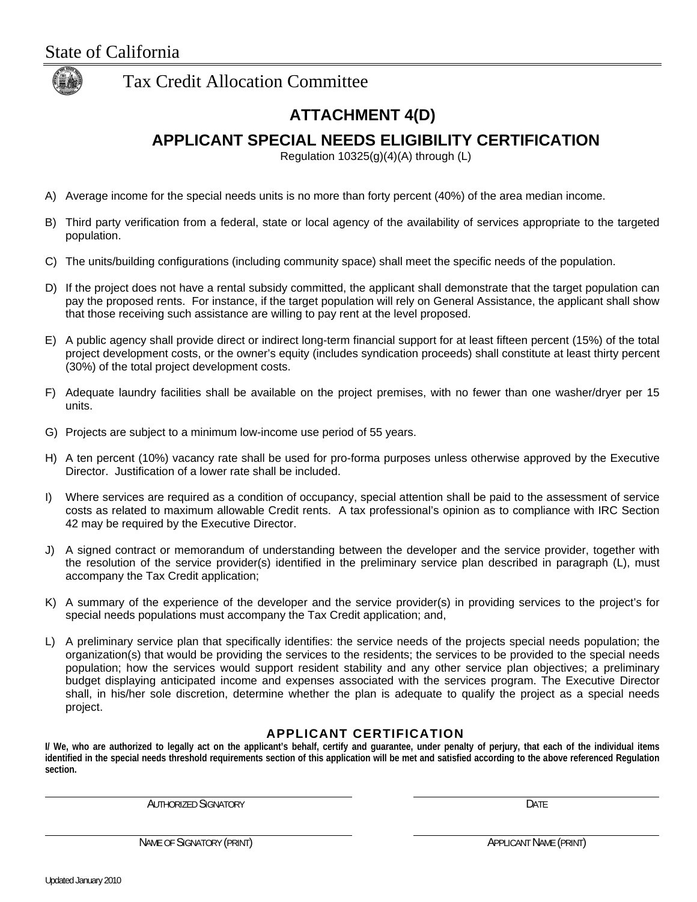State of California

Tax Credit Allocation Committee

# ATTACHMENT 4(D)

## APPLICANT SPECIAL NEEDS ELIGIBILITY CERTIFICATION

Regulation 10325(g)(4)(A) through (L)

A) Average income for the special needs units is no more than forty percent (40%) of the area median income.

B) Third party verification from a federal, state or local agency of the availability of services appropriate to the targeted population.

C) The units/building configurations (including community space) shall meet the specific needs of the population.

D) If the project does not have a rental subsidy committed, the applicant shall demonstrate that the target population can pay the proposed rents. For instance, if the target population will rely on General Assistance, the applicant shall show that those receiving such assistance are willing to pay rent at the level proposed.

E) A public agency shall provide direct or indirect long-term financial support for at least fifteen percent (15%) of the total project development costs, or the owner's equity (includes syndication proceeds) shall constitute at least thirty percent (30%) of the total project development costs.

F) Adequate laundry facilities shall be available on the project premises, with no fewer than one washer/dryer per 15 units.

G) Projects are subject to a minimum low-income use period of 55 years.

H) A ten percent (10%) vacancy rate shall be used for pro-forma purposes unless otherwise approved by the Executive Director. Justification of a lower rate shall be included.

I) Where services are required as a condition of occupancy, special attention shall be paid to the assessment of service costs as related to maximum allowable Credit rents. A tax professional's opinion as to compliance with IRC Section 42 may be required by the Executive Director.

J) A signed contract or memorandum of understanding between the developer and the service provider, together with the resolution of the service provider(s) identified in the preliminary service plan described in paragraph (L), must accompany the Tax Credit application;

K) A summary of the experience of the developer and the service provider(s) in providing services to the project's for special needs populations must accompany the Tax Credit application; and,

L) A preliminary service plan that specifically identifies: the service needs of the projects special needs population; the organization(s) that would be providing the services to the residents; the services to be provided to the special needs population; how the services would support resident stability and any other service plan objectives; a preliminary budget displaying anticipated income and expenses associated with the services program. The Executive Director shall, in his/her sole discretion, determine whether the plan is adequate to qualify the project as a special needs project.

### APPLICANT CERTIFICATION

**I/ We, who are authorized to legally act on the applicant's behalf, certify and guarantee, under penalty of perjury, that each of the individual items identified in the special needs threshold requirements section of this application will be met and satisfied according to the above referenced Regulation section.**

| | |
|---|---|
| AUTHORIZED SIGNATORY | DATE |
| NAME OF SIGNATORY (PRINT) | APPLICANT NAME (PRINT) |

Updated January 2010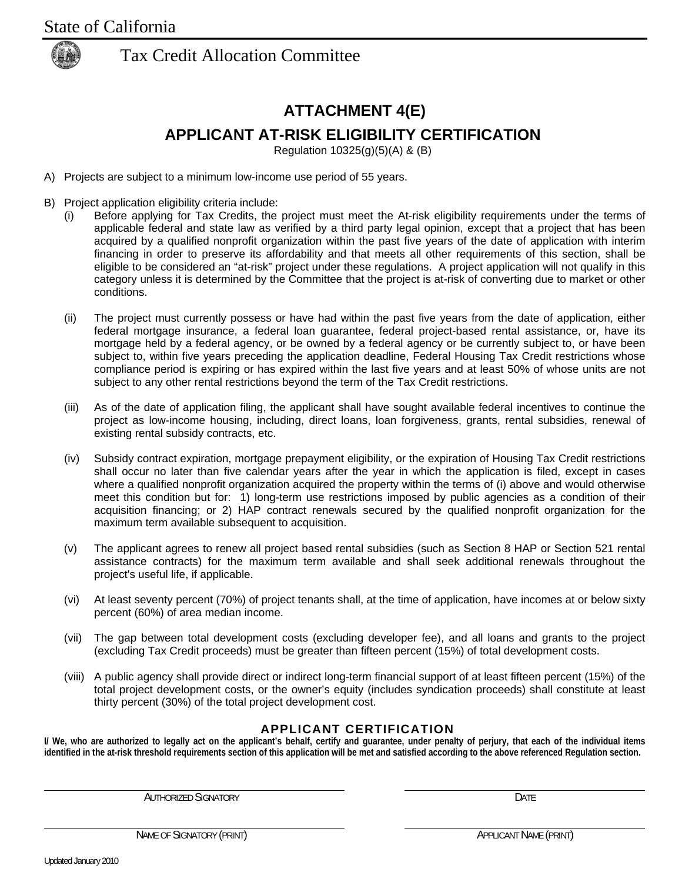State of California

Tax Credit Allocation Committee

# ATTACHMENT 4(E)

## APPLICANT AT-RISK ELIGIBILITY CERTIFICATION

Regulation 10325(g)(5)(A) & (B)

A) Projects are subject to a minimum low-income use period of 55 years.

B) Project application eligibility criteria include:

(i) Before applying for Tax Credits, the project must meet the At-risk eligibility requirements under the terms of applicable federal and state law as verified by a third party legal opinion, except that a project that has been acquired by a qualified nonprofit organization within the past five years of the date of application with interim financing in order to preserve its affordability and that meets all other requirements of this section, shall be eligible to be considered an "at-risk" project under these regulations. A project application will not qualify in this category unless it is determined by the Committee that the project is at-risk of converting due to market or other conditions.

(ii) The project must currently possess or have had within the past five years from the date of application, either federal mortgage insurance, a federal loan guarantee, federal project-based rental assistance, or, have its mortgage held by a federal agency, or be owned by a federal agency or be currently subject to, or have been subject to, within five years preceding the application deadline, Federal Housing Tax Credit restrictions whose compliance period is expiring or has expired within the last five years and at least 50% of whose units are not subject to any other rental restrictions beyond the term of the Tax Credit restrictions.

(iii) As of the date of application filing, the applicant shall have sought available federal incentives to continue the project as low-income housing, including, direct loans, loan forgiveness, grants, rental subsidies, renewal of existing rental subsidy contracts, etc.

(iv) Subsidy contract expiration, mortgage prepayment eligibility, or the expiration of Housing Tax Credit restrictions shall occur no later than five calendar years after the year in which the application is filed, except in cases where a qualified nonprofit organization acquired the property within the terms of (i) above and would otherwise meet this condition but for: 1) long-term use restrictions imposed by public agencies as a condition of their acquisition financing; or 2) HAP contract renewals secured by the qualified nonprofit organization for the maximum term available subsequent to acquisition.

(v) The applicant agrees to renew all project based rental subsidies (such as Section 8 HAP or Section 521 rental assistance contracts) for the maximum term available and shall seek additional renewals throughout the project's useful life, if applicable.

(vi) At least seventy percent (70%) of project tenants shall, at the time of application, have incomes at or below sixty percent (60%) of area median income.

(vii) The gap between total development costs (excluding developer fee), and all loans and grants to the project (excluding Tax Credit proceeds) must be greater than fifteen percent (15%) of total development costs.

(viii) A public agency shall provide direct or indirect long-term financial support of at least fifteen percent (15%) of the total project development costs, or the owner's equity (includes syndication proceeds) shall constitute at least thirty percent (30%) of the total project development cost.

### APPLICANT CERTIFICATION

**I/ We, who are authorized to legally act on the applicant's behalf, certify and guarantee, under penalty of perjury, that each of the individual items identified in the at-risk threshold requirements section of this application will be met and satisfied according to the above referenced Regulation section.**

AUTHORIZED SIGNATORY

DATE

NAME OF SIGNATORY (PRINT)

APPLICANT NAME (PRINT)

Updated January 2010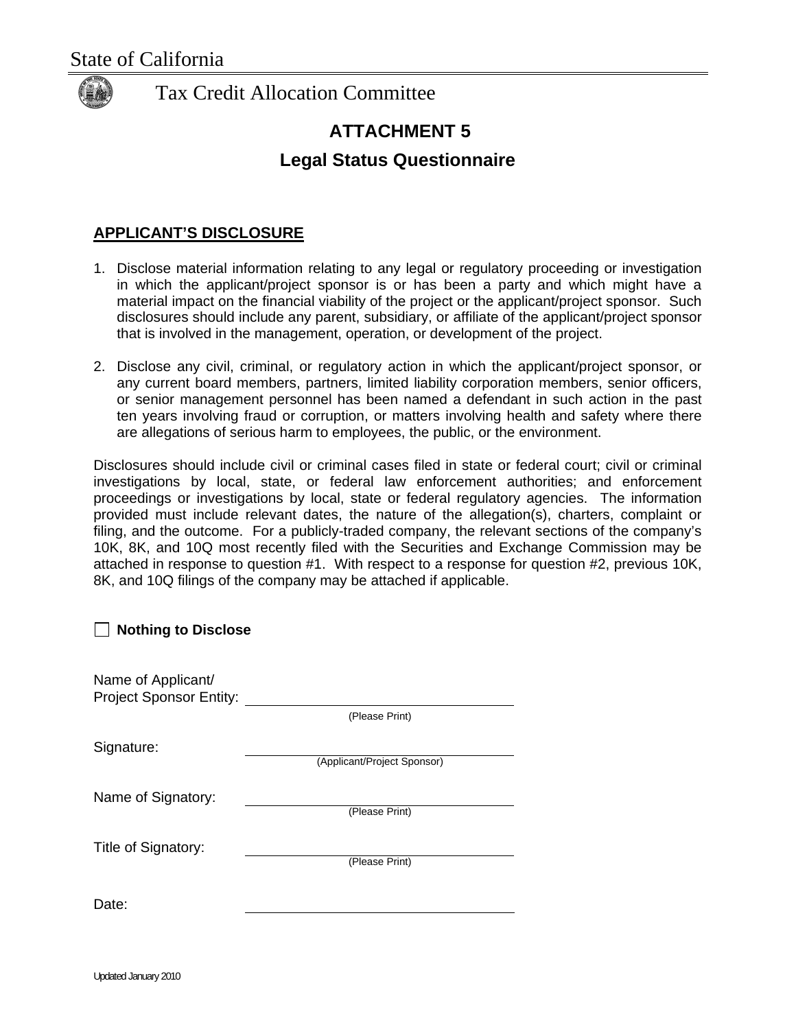State of California

Tax Credit Allocation Committee

# ATTACHMENT 5

## Legal Status Questionnaire

**APPLICANT'S DISCLOSURE**

1. Disclose material information relating to any legal or regulatory proceeding or investigation in which the applicant/project sponsor is or has been a party and which might have a material impact on the financial viability of the project or the applicant/project sponsor. Such disclosures should include any parent, subsidiary, or affiliate of the applicant/project sponsor that is involved in the management, operation, or development of the project.

2. Disclose any civil, criminal, or regulatory action in which the applicant/project sponsor, or any current board members, partners, limited liability corporation members, senior officers, or senior management personnel has been named a defendant in such action in the past ten years involving fraud or corruption, or matters involving health and safety where there are allegations of serious harm to employees, the public, or the environment.

Disclosures should include civil or criminal cases filed in state or federal court; civil or criminal investigations by local, state, or federal law enforcement authorities; and enforcement proceedings or investigations by local, state or federal regulatory agencies. The information provided must include relevant dates, the nature of the allegation(s), charters, complaint or filing, and the outcome. For a publicly-traded company, the relevant sections of the company's 10K, 8K, and 10Q most recently filed with the Securities and Exchange Commission may be attached in response to question #1. With respect to a response for question #2, previous 10K, 8K, and 10Q filings of the company may be attached if applicable.

☐ **Nothing to Disclose**

Name of Applicant/
Project Sponsor Entity: ______________________________
(Please Print)

Signature: ______________________________
(Applicant/Project Sponsor)

Name of Signatory: ______________________________
(Please Print)

Title of Signatory: ______________________________
(Please Print)

Date: ______________________________

Updated January 2010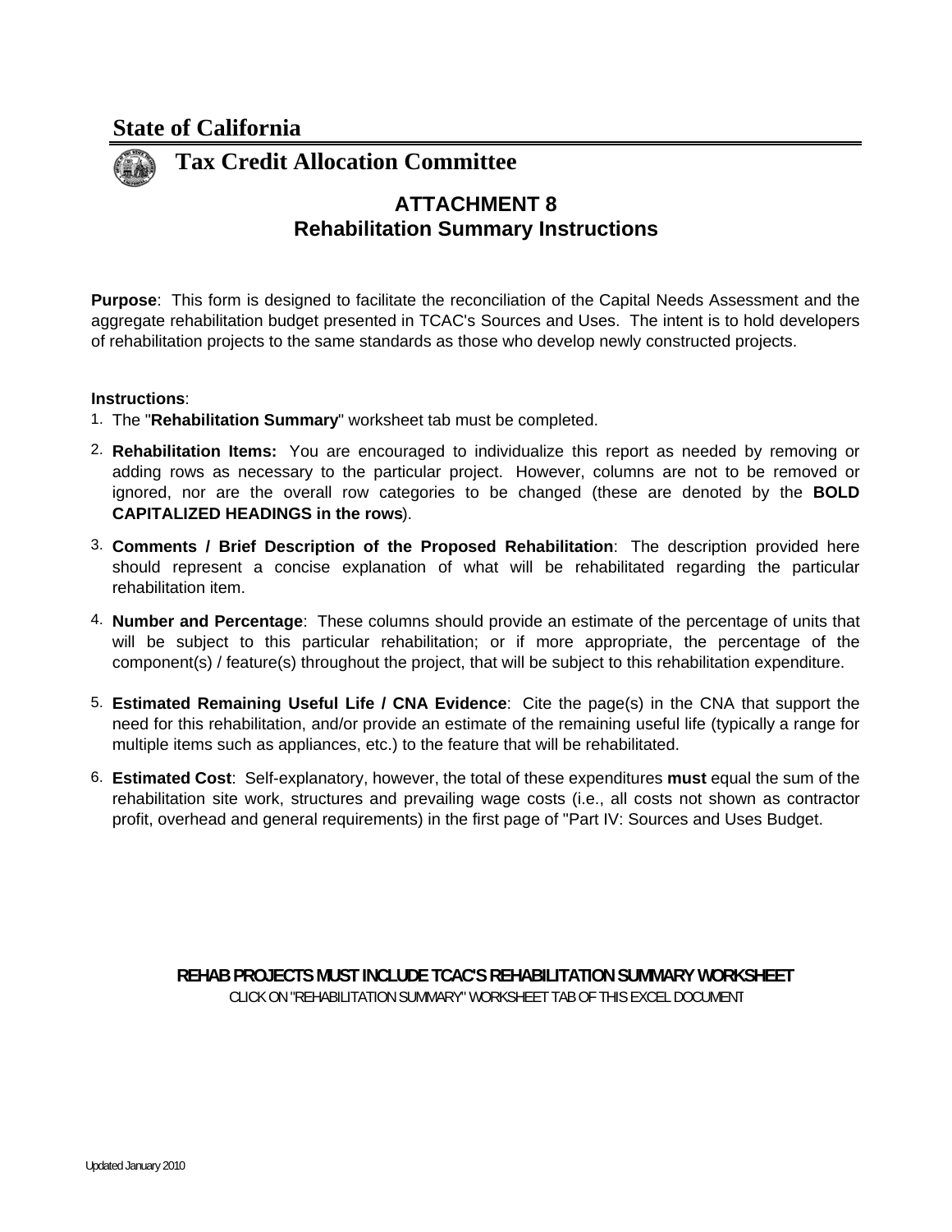# State of California

## Tax Credit Allocation Committee

### ATTACHMENT 8
### Rehabilitation Summary Instructions

**Purpose**: This form is designed to facilitate the reconciliation of the Capital Needs Assessment and the aggregate rehabilitation budget presented in TCAC's Sources and Uses. The intent is to hold developers of rehabilitation projects to the same standards as those who develop newly constructed projects.

**Instructions**:

1. The "**Rehabilitation Summary**" worksheet tab must be completed.
2. **Rehabilitation Items:** You are encouraged to individualize this report as needed by removing or adding rows as necessary to the particular project. However, columns are not to be removed or ignored, nor are the overall row categories to be changed (these are denoted by the **BOLD CAPITALIZED HEADINGS in the rows**).
3. **Comments / Brief Description of the Proposed Rehabilitation**: The description provided here should represent a concise explanation of what will be rehabilitated regarding the particular rehabilitation item.
4. **Number and Percentage**: These columns should provide an estimate of the percentage of units that will be subject to this particular rehabilitation; or if more appropriate, the percentage of the component(s) / feature(s) throughout the project, that will be subject to this rehabilitation expenditure.
5. **Estimated Remaining Useful Life / CNA Evidence**: Cite the page(s) in the CNA that support the need for this rehabilitation, and/or provide an estimate of the remaining useful life (typically a range for multiple items such as appliances, etc.) to the feature that will be rehabilitated.
6. **Estimated Cost**: Self-explanatory, however, the total of these expenditures **must** equal the sum of the rehabilitation site work, structures and prevailing wage costs (i.e., all costs not shown as contractor profit, overhead and general requirements) in the first page of "Part IV: Sources and Uses Budget.

**REHAB PROJECTS MUST INCLUDE TCAC'S REHABILITATION SUMMARY WORKSHEET**

CLICK ON "REHABILITATION SUMMARY" WORKSHEET TAB OF THIS EXCEL DOCUMENT

Updated January 2010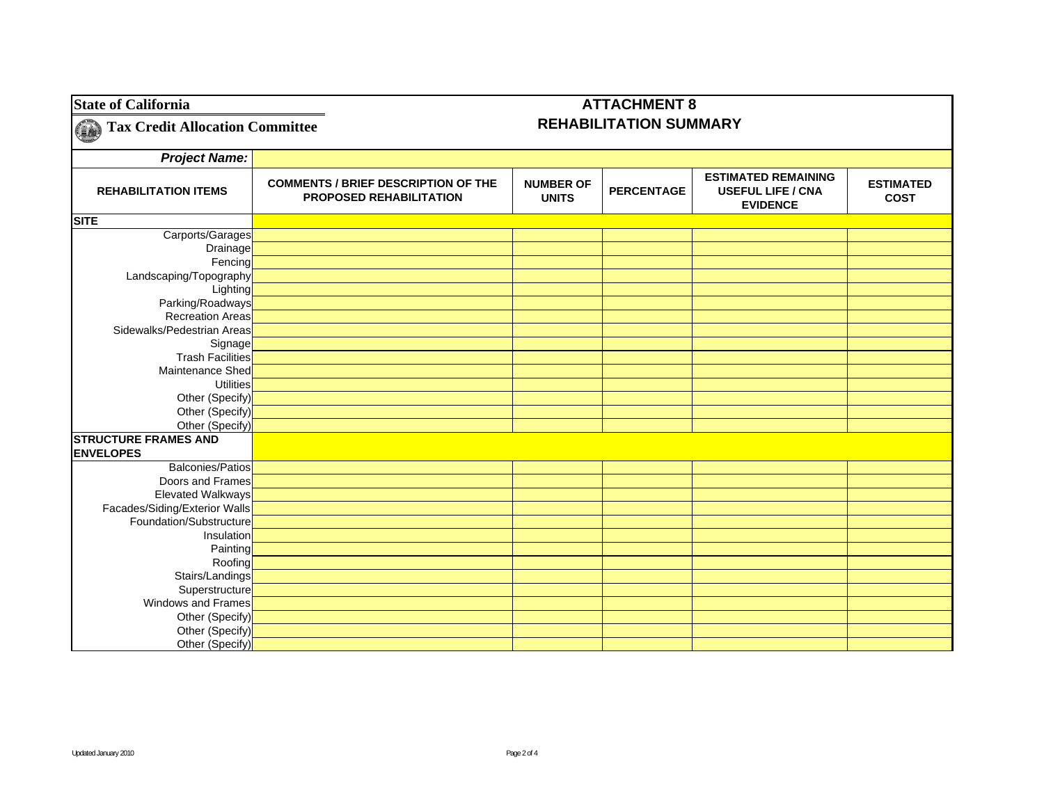**State of California**

**Tax Credit Allocation Committee**

# ATTACHMENT 8
## REHABILITATION SUMMARY

| ***Project Name:*** | | | | | |
|---|---|---|---|---|---|
| **REHABILITATION ITEMS** | **COMMENTS / BRIEF DESCRIPTION OF THE PROPOSED REHABILITATION** | **NUMBER OF UNITS** | **PERCENTAGE** | **ESTIMATED REMAINING USEFUL LIFE / CNA EVIDENCE** | **ESTIMATED COST** |
| **SITE** | | | | | |
| Carports/Garages | | | | | |
| Drainage | | | | | |
| Fencing | | | | | |
| Landscaping/Topography | | | | | |
| Lighting | | | | | |
| Parking/Roadways | | | | | |
| Recreation Areas | | | | | |
| Sidewalks/Pedestrian Areas | | | | | |
| Signage | | | | | |
| Trash Facilities | | | | | |
| Maintenance Shed | | | | | |
| Utilities | | | | | |
| Other (Specify) | | | | | |
| Other (Specify) | | | | | |
| Other (Specify) | | | | | |
| **STRUCTURE FRAMES AND ENVELOPES** | | | | | |
| Balconies/Patios | | | | | |
| Doors and Frames | | | | | |
| Elevated Walkways | | | | | |
| Facades/Siding/Exterior Walls | | | | | |
| Foundation/Substructure | | | | | |
| Insulation | | | | | |
| Painting | | | | | |
| Roofing | | | | | |
| Stairs/Landings | | | | | |
| Superstructure | | | | | |
| Windows and Frames | | | | | |
| Other (Specify) | | | | | |
| Other (Specify) | | | | | |
| Other (Specify) | | | | | |

Updated January 2010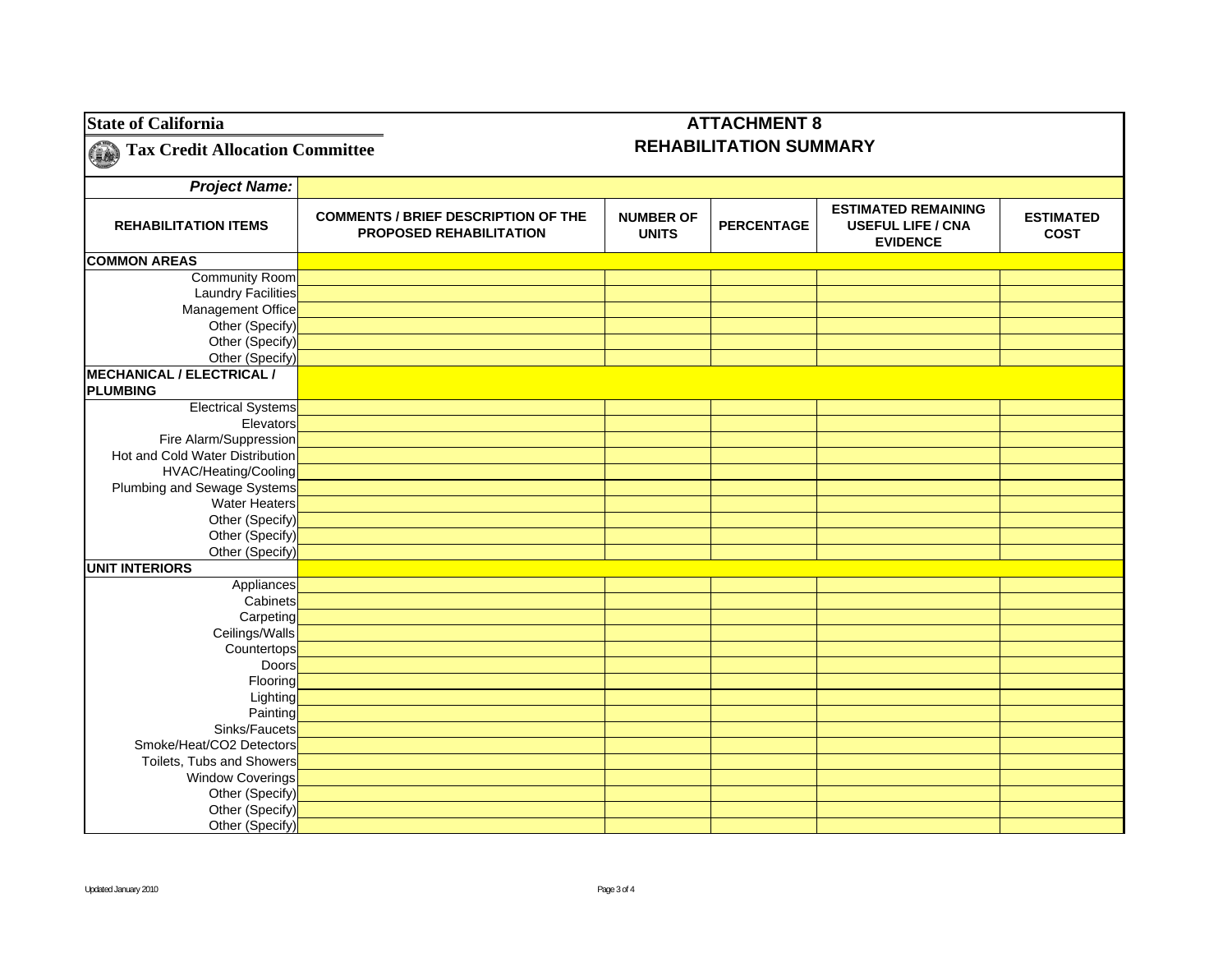**State of California**

**Tax Credit Allocation Committee**

# ATTACHMENT 8
## REHABILITATION SUMMARY

| *Project Name:* | | | | | |
|---|---|---|---|---|---|
| **REHABILITATION ITEMS** | **COMMENTS / BRIEF DESCRIPTION OF THE PROPOSED REHABILITATION** | **NUMBER OF UNITS** | **PERCENTAGE** | **ESTIMATED REMAINING USEFUL LIFE / CNA EVIDENCE** | **ESTIMATED COST** |
| **COMMON AREAS** | | | | | |
| Community Room | | | | | |
| Laundry Facilities | | | | | |
| Management Office | | | | | |
| Other (Specify) | | | | | |
| Other (Specify) | | | | | |
| Other (Specify) | | | | | |
| **MECHANICAL / ELECTRICAL / PLUMBING** | | | | | |
| Electrical Systems | | | | | |
| Elevators | | | | | |
| Fire Alarm/Suppression | | | | | |
| Hot and Cold Water Distribution | | | | | |
| HVAC/Heating/Cooling | | | | | |
| Plumbing and Sewage Systems | | | | | |
| Water Heaters | | | | | |
| Other (Specify) | | | | | |
| Other (Specify) | | | | | |
| Other (Specify) | | | | | |
| **UNIT INTERIORS** | | | | | |
| Appliances | | | | | |
| Cabinets | | | | | |
| Carpeting | | | | | |
| Ceilings/Walls | | | | | |
| Countertops | | | | | |
| Doors | | | | | |
| Flooring | | | | | |
| Lighting | | | | | |
| Painting | | | | | |
| Sinks/Faucets | | | | | |
| Smoke/Heat/CO2 Detectors | | | | | |
| Toilets, Tubs and Showers | | | | | |
| Window Coverings | | | | | |
| Other (Specify) | | | | | |
| Other (Specify) | | | | | |
| Other (Specify) | | | | | |

Updated January 2010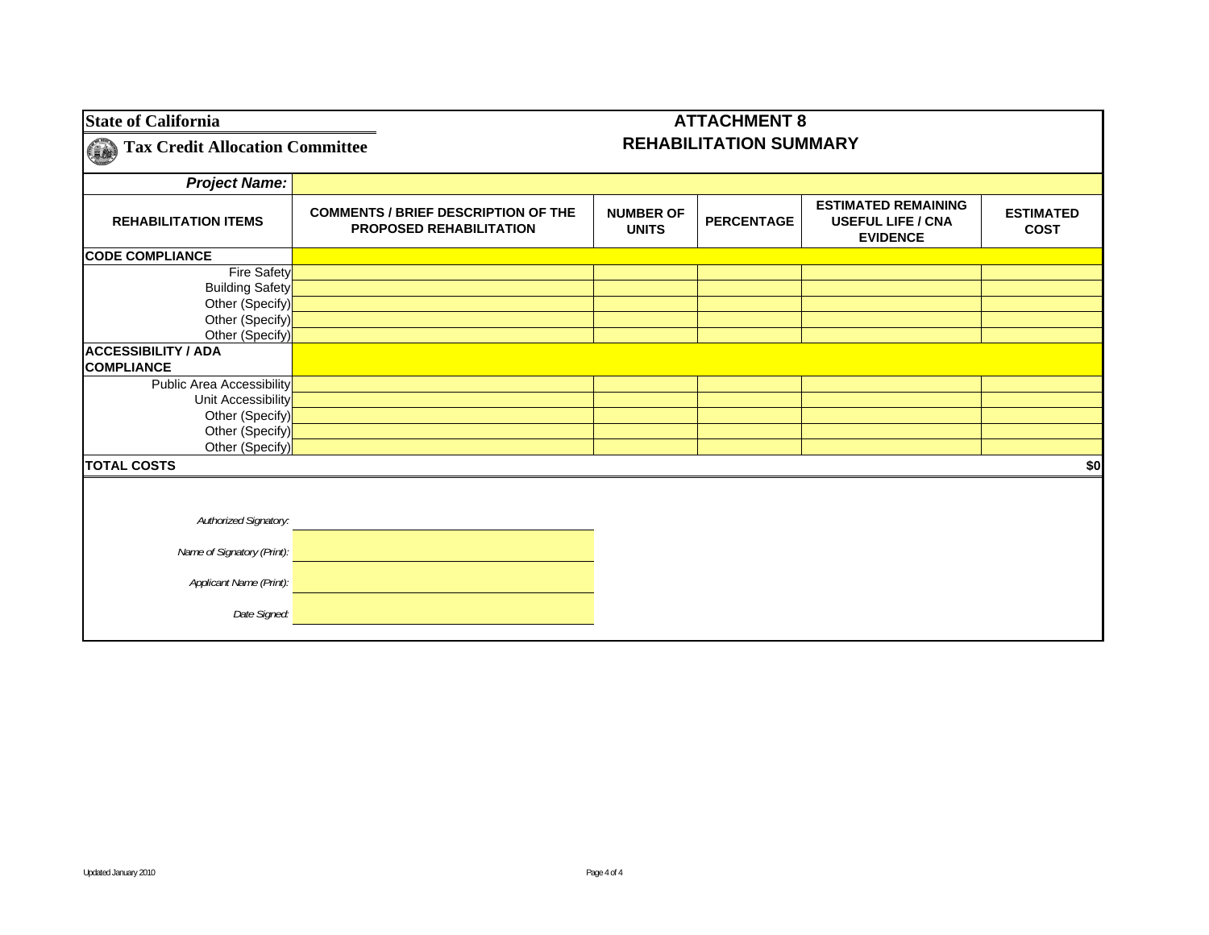**State of California**

**Tax Credit Allocation Committee**

# ATTACHMENT 8
## REHABILITATION SUMMARY

| ***Project Name:*** | | | | | |
|---|---|---|---|---|---|
| **REHABILITATION ITEMS** | **COMMENTS / BRIEF DESCRIPTION OF THE PROPOSED REHABILITATION** | **NUMBER OF UNITS** | **PERCENTAGE** | **ESTIMATED REMAINING USEFUL LIFE / CNA EVIDENCE** | **ESTIMATED COST** |
| **CODE COMPLIANCE** | | | | | |
| Fire Safety | | | | | |
| Building Safety | | | | | |
| Other (Specify) | | | | | |
| Other (Specify) | | | | | |
| Other (Specify) | | | | | |
| **ACCESSIBILITY / ADA COMPLIANCE** | | | | | |
| Public Area Accessibility | | | | | |
| Unit Accessibility | | | | | |
| Other (Specify) | | | | | |
| Other (Specify) | | | | | |
| Other (Specify) | | | | | |
| **TOTAL COSTS** | | | | | **$0** |

*Authorized Signatory:* \_\_\_\_\_\_\_\_\_\_\_\_\_\_\_\_\_\_\_\_

*Name of Signatory (Print):* \_\_\_\_\_\_\_\_\_\_\_\_\_\_\_\_\_\_\_\_

*Applicant Name (Print):* \_\_\_\_\_\_\_\_\_\_\_\_\_\_\_\_\_\_\_\_

*Date Signed:* \_\_\_\_\_\_\_\_\_\_\_\_\_\_\_\_\_\_\_\_

Updated January 2010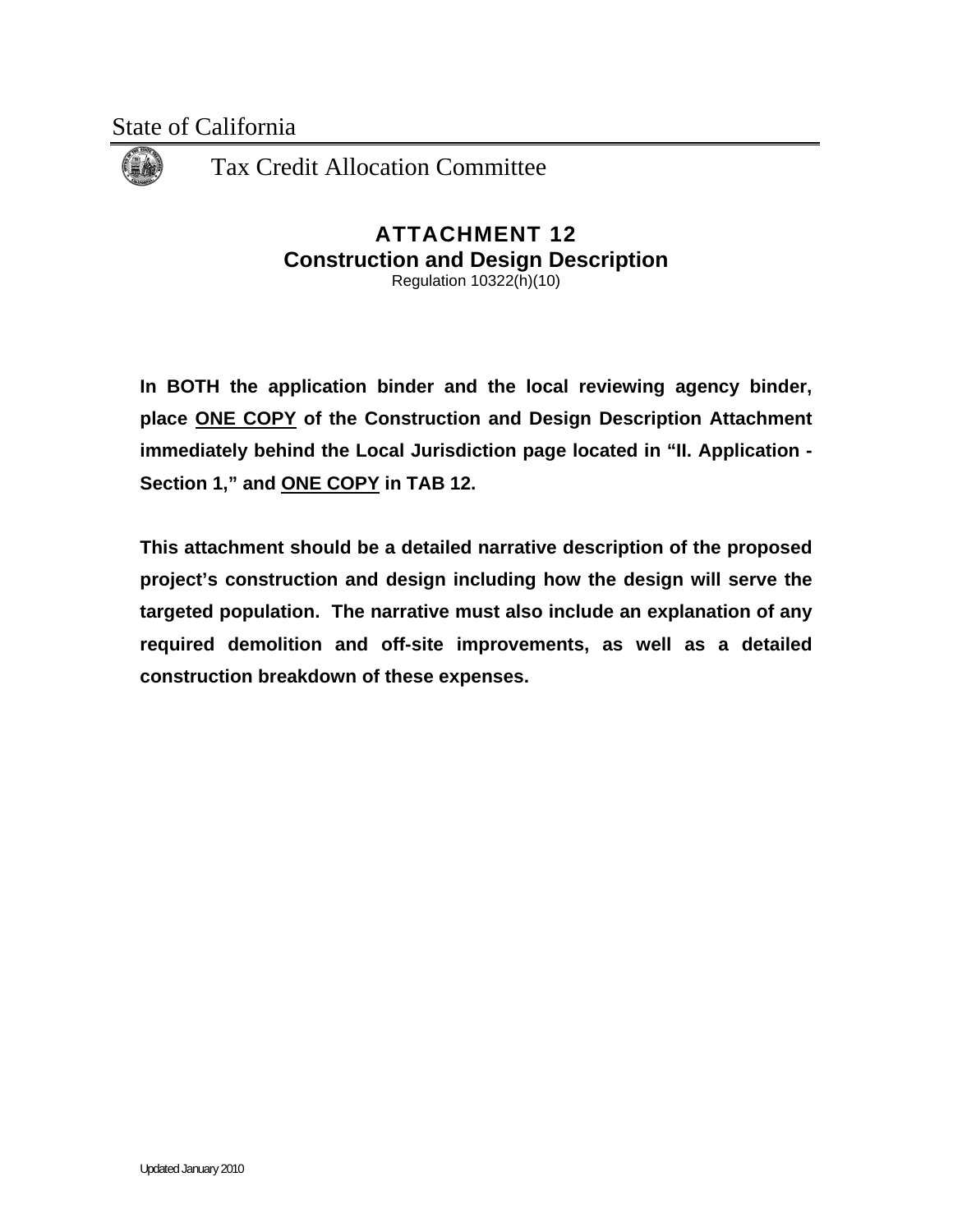State of California

Tax Credit Allocation Committee

# ATTACHMENT 12
## Construction and Design Description

Regulation 10322(h)(10)

**In BOTH the application binder and the local reviewing agency binder, place <u>ONE COPY</u> of the Construction and Design Description Attachment immediately behind the Local Jurisdiction page located in "II. Application - Section 1," and <u>ONE COPY</u> in TAB 12.**

**This attachment should be a detailed narrative description of the proposed project's construction and design including how the design will serve the targeted population. The narrative must also include an explanation of any required demolition and off-site improvements, as well as a detailed construction breakdown of these expenses.**

Updated January 2010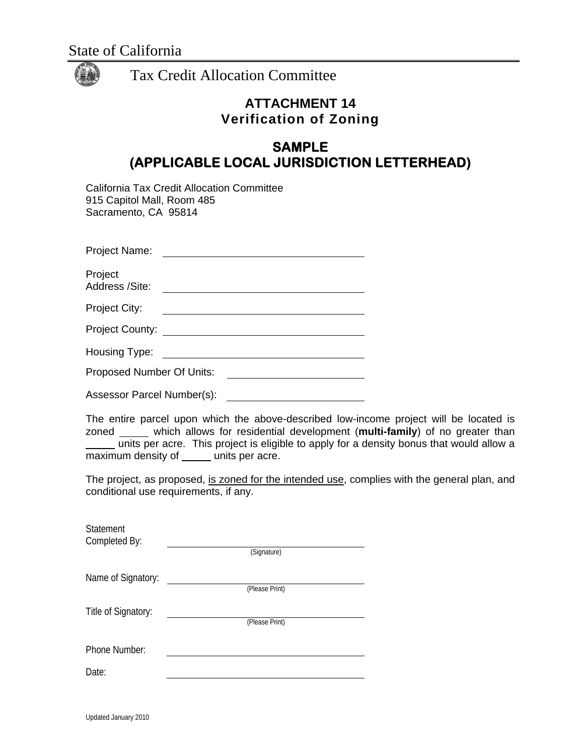State of California

Tax Credit Allocation Committee

## ATTACHMENT 14
## Verification of Zoning

## SAMPLE
## (APPLICABLE LOCAL JURISDICTION LETTERHEAD)

California Tax Credit Allocation Committee
915 Capitol Mall, Room 485
Sacramento, CA 95814

Project Name: ____________________

Project Address /Site: ____________________

Project City: ____________________

Project County: ____________________

Housing Type: ____________________

Proposed Number Of Units: ____________________

Assessor Parcel Number(s): ____________________

The entire parcel upon which the above-described low-income project will be located is zoned _____ which allows for residential development (**multi-family**) of no greater than _____ units per acre. This project is eligible to apply for a density bonus that would allow a maximum density of _____ units per acre.

The project, as proposed, <u>is zoned for the intended use</u>, complies with the general plan, and conditional use requirements, if any.

Statement Completed By: ____________________
(Signature)

Name of Signatory: ____________________
(Please Print)

Title of Signatory: ____________________
(Please Print)

Phone Number: ____________________

Date: ____________________

Updated January 2010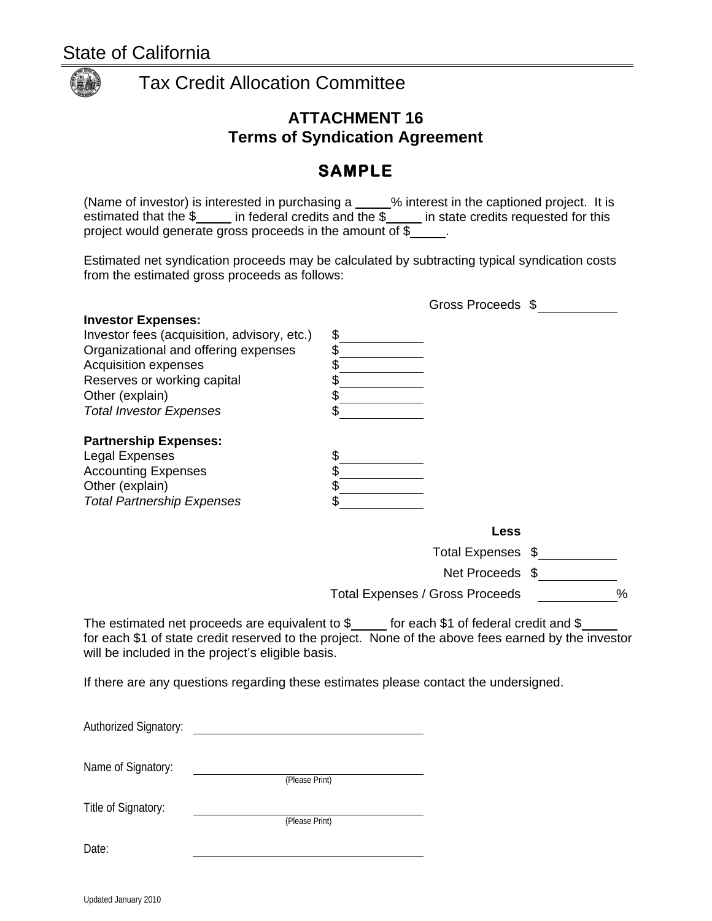State of California

Tax Credit Allocation Committee

## ATTACHMENT 16
## Terms of Syndication Agreement

## SAMPLE

(Name of investor) is interested in purchasing a \_\_\_\_\_% interest in the captioned project. It is estimated that the $\_\_\_\_\_ in federal credits and the $\_\_\_\_\_ in state credits requested for this project would generate gross proceeds in the amount of $\_\_\_\_\_.

Estimated net syndication proceeds may be calculated by subtracting typical syndication costs from the estimated gross proceeds as follows:

Gross Proceeds $\_\_\_\_\_\_\_\_\_\_

**Investor Expenses:**

| | |
|---|---|
| Investor fees (acquisition, advisory, etc.) | $\_\_\_\_\_\_\_\_\_\_ |
| Organizational and offering expenses | $\_\_\_\_\_\_\_\_\_\_ |
| Acquisition expenses | $\_\_\_\_\_\_\_\_\_\_ |
| Reserves or working capital | $\_\_\_\_\_\_\_\_\_\_ |
| Other (explain) | $\_\_\_\_\_\_\_\_\_\_ |
| *Total Investor Expenses* | $\_\_\_\_\_\_\_\_\_\_ |

**Partnership Expenses:**

| | |
|---|---|
| Legal Expenses | $\_\_\_\_\_\_\_\_\_\_ |
| Accounting Expenses | $\_\_\_\_\_\_\_\_\_\_ |
| Other (explain) | $\_\_\_\_\_\_\_\_\_\_ |
| *Total Partnership Expenses* | $\_\_\_\_\_\_\_\_\_\_ |

**Less**

Total Expenses $\_\_\_\_\_\_\_\_\_\_

Net Proceeds $\_\_\_\_\_\_\_\_\_\_

Total Expenses / Gross Proceeds \_\_\_\_\_\_\_\_\_\_%

The estimated net proceeds are equivalent to $\_\_\_\_\_ for each $1 of federal credit and $\_\_\_\_\_ for each $1 of state credit reserved to the project. None of the above fees earned by the investor will be included in the project's eligible basis.

If there are any questions regarding these estimates please contact the undersigned.

Authorized Signatory: \_\_\_\_\_\_\_\_\_\_\_\_\_\_\_\_\_\_\_\_\_\_\_\_\_\_\_\_\_\_

Name of Signatory: \_\_\_\_\_\_\_\_\_\_\_\_\_\_\_\_\_\_\_\_\_\_\_\_\_\_\_\_\_\_
(Please Print)

Title of Signatory: \_\_\_\_\_\_\_\_\_\_\_\_\_\_\_\_\_\_\_\_\_\_\_\_\_\_\_\_\_\_
(Please Print)

Date: \_\_\_\_\_\_\_\_\_\_\_\_\_\_\_\_\_\_\_\_\_\_\_\_\_\_\_\_\_\_

Updated January 2010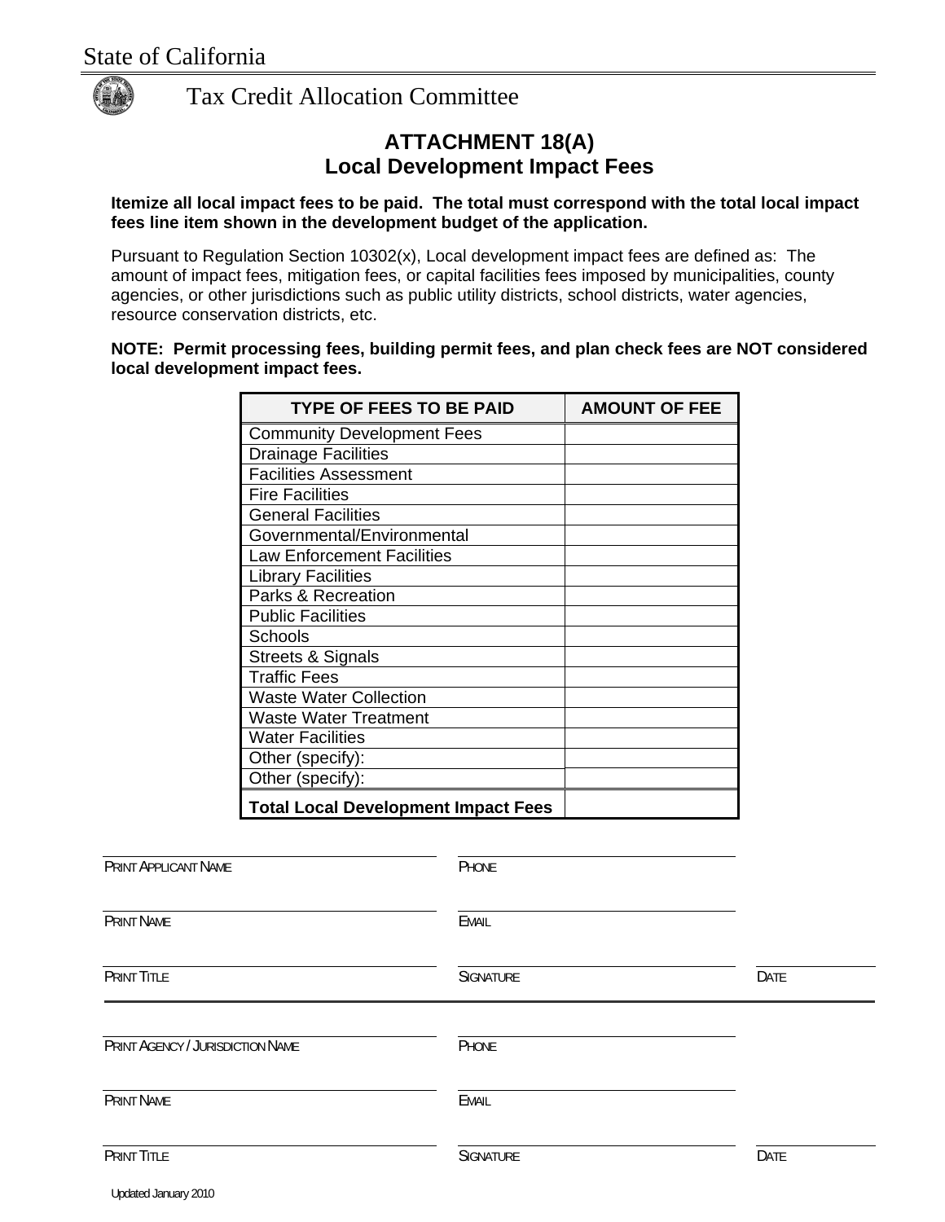State of California

Tax Credit Allocation Committee

# ATTACHMENT 18(A)
## Local Development Impact Fees

**Itemize all local impact fees to be paid. The total must correspond with the total local impact fees line item shown in the development budget of the application.**

Pursuant to Regulation Section 10302(x), Local development impact fees are defined as: The amount of impact fees, mitigation fees, or capital facilities fees imposed by municipalities, county agencies, or other jurisdictions such as public utility districts, school districts, water agencies, resource conservation districts, etc.

**NOTE: Permit processing fees, building permit fees, and plan check fees are NOT considered local development impact fees.**

| TYPE OF FEES TO BE PAID | AMOUNT OF FEE |
|---|---|
| Community Development Fees | |
| Drainage Facilities | |
| Facilities Assessment | |
| Fire Facilities | |
| General Facilities | |
| Governmental/Environmental | |
| Law Enforcement Facilities | |
| Library Facilities | |
| Parks & Recreation | |
| Public Facilities | |
| Schools | |
| Streets & Signals | |
| Traffic Fees | |
| Waste Water Collection | |
| Waste Water Treatment | |
| Water Facilities | |
| Other (specify): | |
| Other (specify): | |
| **Total Local Development Impact Fees** | |

PRINT APPLICANT NAME ____________________ PHONE ____________________

PRINT NAME ____________________ EMAIL ____________________

PRINT TITLE ____________________ SIGNATURE ____________________ DATE ____________________

---

PRINT AGENCY / JURISDICTION NAME ____________________ PHONE ____________________

PRINT NAME ____________________ EMAIL ____________________

PRINT TITLE ____________________ SIGNATURE ____________________ DATE ____________________

Updated January 2010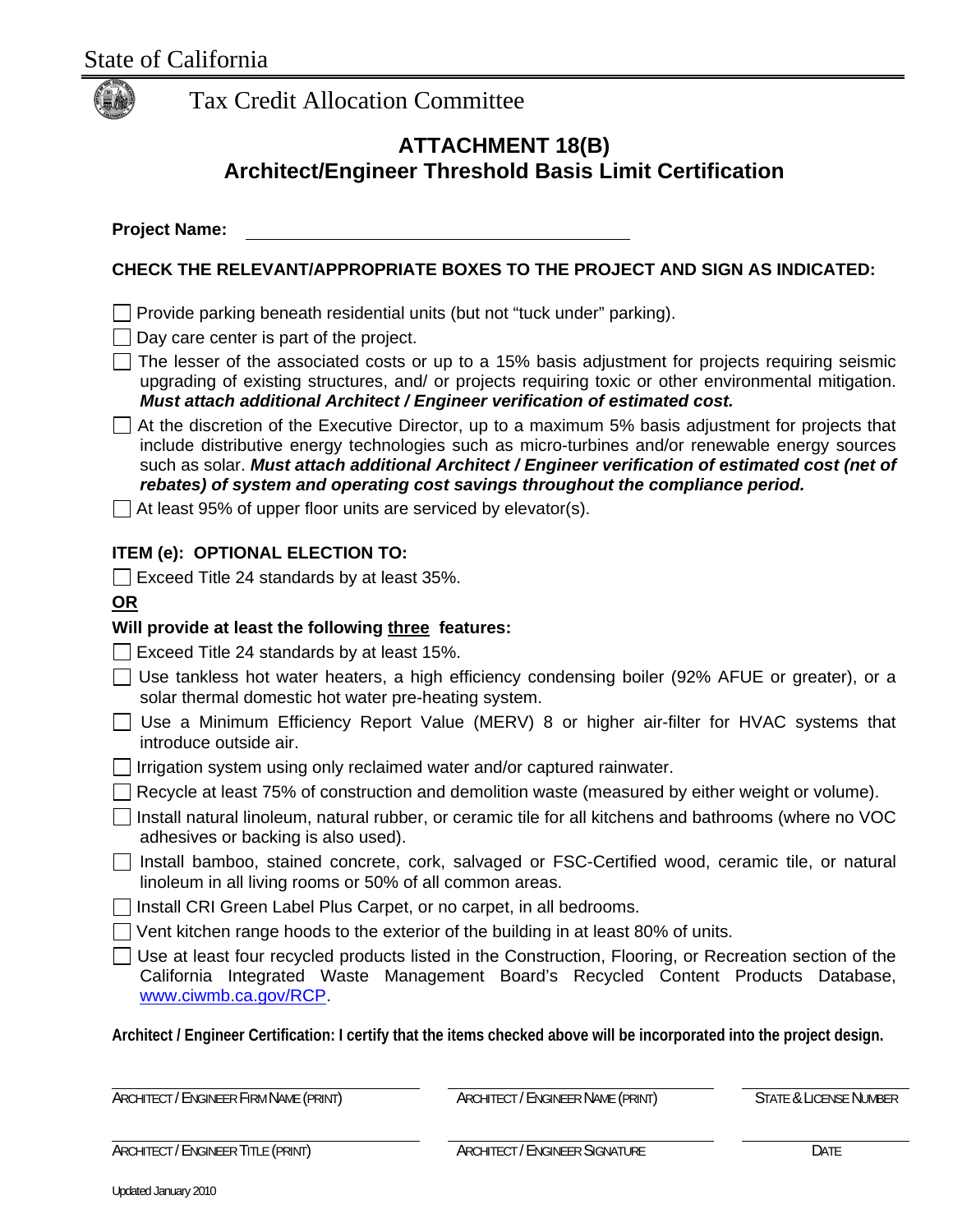State of California

Tax Credit Allocation Committee

## ATTACHMENT 18(B)
## Architect/Engineer Threshold Basis Limit Certification

**Project Name:** ______________________________

**CHECK THE RELEVANT/APPROPRIATE BOXES TO THE PROJECT AND SIGN AS INDICATED:**

☐ Provide parking beneath residential units (but not "tuck under" parking).

☐ Day care center is part of the project.

☐ The lesser of the associated costs or up to a 15% basis adjustment for projects requiring seismic upgrading of existing structures, and/ or projects requiring toxic or other environmental mitigation. ***Must attach additional Architect / Engineer verification of estimated cost.***

☐ At the discretion of the Executive Director, up to a maximum 5% basis adjustment for projects that include distributive energy technologies such as micro-turbines and/or renewable energy sources such as solar. ***Must attach additional Architect / Engineer verification of estimated cost (net of rebates) of system and operating cost savings throughout the compliance period.***

☐ At least 95% of upper floor units are serviced by elevator(s).

**ITEM (e): OPTIONAL ELECTION TO:**

☐ Exceed Title 24 standards by at least 35%.

**OR**

**Will provide at least the following three features:**

☐ Exceed Title 24 standards by at least 15%.

☐ Use tankless hot water heaters, a high efficiency condensing boiler (92% AFUE or greater), or a solar thermal domestic hot water pre-heating system.

☐ Use a Minimum Efficiency Report Value (MERV) 8 or higher air-filter for HVAC systems that introduce outside air.

☐ Irrigation system using only reclaimed water and/or captured rainwater.

☐ Recycle at least 75% of construction and demolition waste (measured by either weight or volume).

☐ Install natural linoleum, natural rubber, or ceramic tile for all kitchens and bathrooms (where no VOC adhesives or backing is also used).

☐ Install bamboo, stained concrete, cork, salvaged or FSC-Certified wood, ceramic tile, or natural linoleum in all living rooms or 50% of all common areas.

☐ Install CRI Green Label Plus Carpet, or no carpet, in all bedrooms.

☐ Vent kitchen range hoods to the exterior of the building in at least 80% of units.

☐ Use at least four recycled products listed in the Construction, Flooring, or Recreation section of the California Integrated Waste Management Board's Recycled Content Products Database, www.ciwmb.ca.gov/RCP.

**Architect / Engineer Certification: I certify that the items checked above will be incorporated into the project design.**

| ______________________________ | ______________________________ | ____________________ |
|---|---|---|
| ARCHITECT / ENGINEER FIRM NAME (PRINT) | ARCHITECT / ENGINEER NAME (PRINT) | STATE & LICENSE NUMBER |
| ARCHITECT / ENGINEER TITLE (PRINT) | ARCHITECT / ENGINEER SIGNATURE | DATE |

Updated January 2010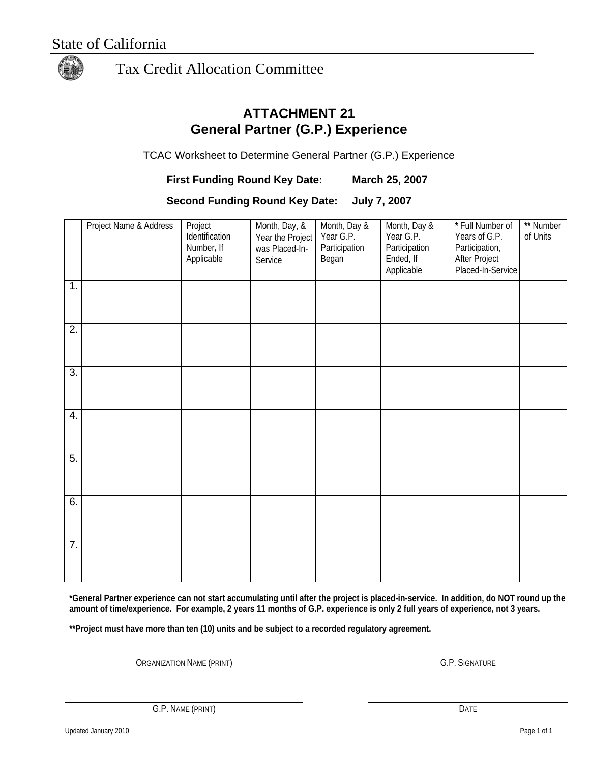State of California

Tax Credit Allocation Committee

# ATTACHMENT 21
## General Partner (G.P.) Experience

TCAC Worksheet to Determine General Partner (G.P.) Experience

**First Funding Round Key Date: March 25, 2007**

**Second Funding Round Key Date: July 7, 2007**

| | Project Name & Address | Project Identification Number, If Applicable | Month, Day, & Year the Project was Placed-In-Service | Month, Day & Year G.P. Participation Began | Month, Day & Year G.P. Participation Ended, If Applicable | * Full Number of Years of G.P. Participation, After Project Placed-In-Service | ** Number of Units |
|---|---|---|---|---|---|---|---|
| 1. | | | | | | | |
| 2. | | | | | | | |
| 3. | | | | | | | |
| 4. | | | | | | | |
| 5. | | | | | | | |
| 6. | | | | | | | |
| 7. | | | | | | | |

***General Partner experience can not start accumulating until after the project is placed-in-service. In addition, do NOT round up the amount of time/experience. For example, 2 years 11 months of G.P. experience is only 2 full years of experience, not 3 years.**

****Project must have more than ten (10) units and be subject to a recorded regulatory agreement.**

_______________________________
ORGANIZATION NAME (PRINT)

_______________________________
G.P. SIGNATURE

_______________________________
G.P. NAME (PRINT)

_______________________________
DATE

Updated January 2010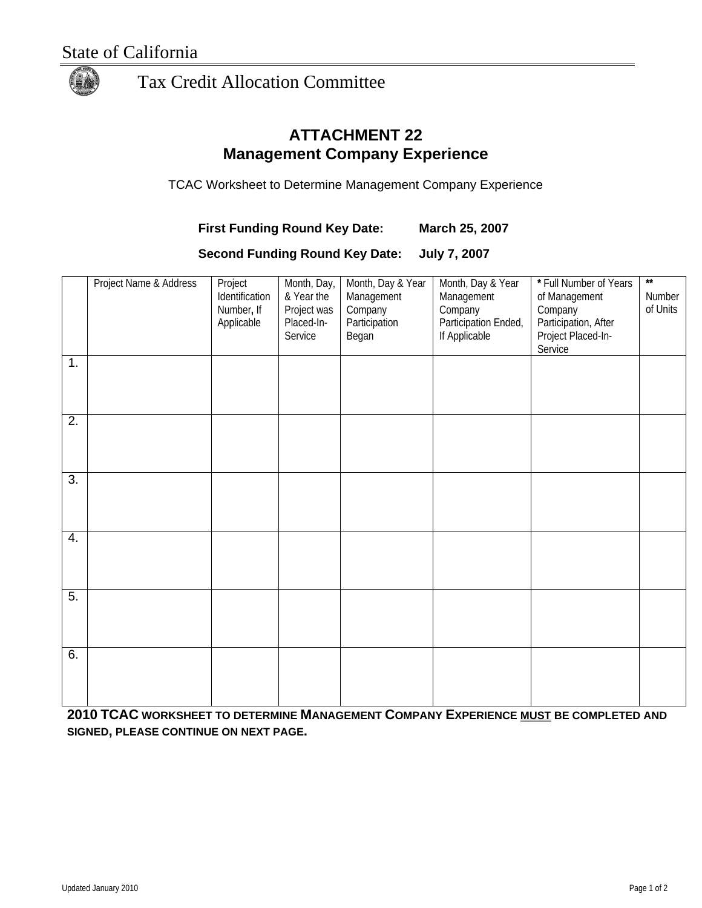State of California

Tax Credit Allocation Committee

# ATTACHMENT 22
## Management Company Experience

TCAC Worksheet to Determine Management Company Experience

**First Funding Round Key Date: March 25, 2007**

**Second Funding Round Key Date: July 7, 2007**

| | Project Name & Address | Project Identification Number, If Applicable | Month, Day, & Year the Project was Placed-In-Service | Month, Day & Year Management Company Participation Began | Month, Day & Year Management Company Participation Ended, If Applicable | * Full Number of Years of Management Company Participation, After Project Placed-In-Service | ** Number of Units |
|---|---|---|---|---|---|---|---|
| 1. | | | | | | | |
| 2. | | | | | | | |
| 3. | | | | | | | |
| 4. | | | | | | | |
| 5. | | | | | | | |
| 6. | | | | | | | |

**2010 TCAC WORKSHEET TO DETERMINE MANAGEMENT COMPANY EXPERIENCE MUST BE COMPLETED AND SIGNED, PLEASE CONTINUE ON NEXT PAGE.**

Updated January 2010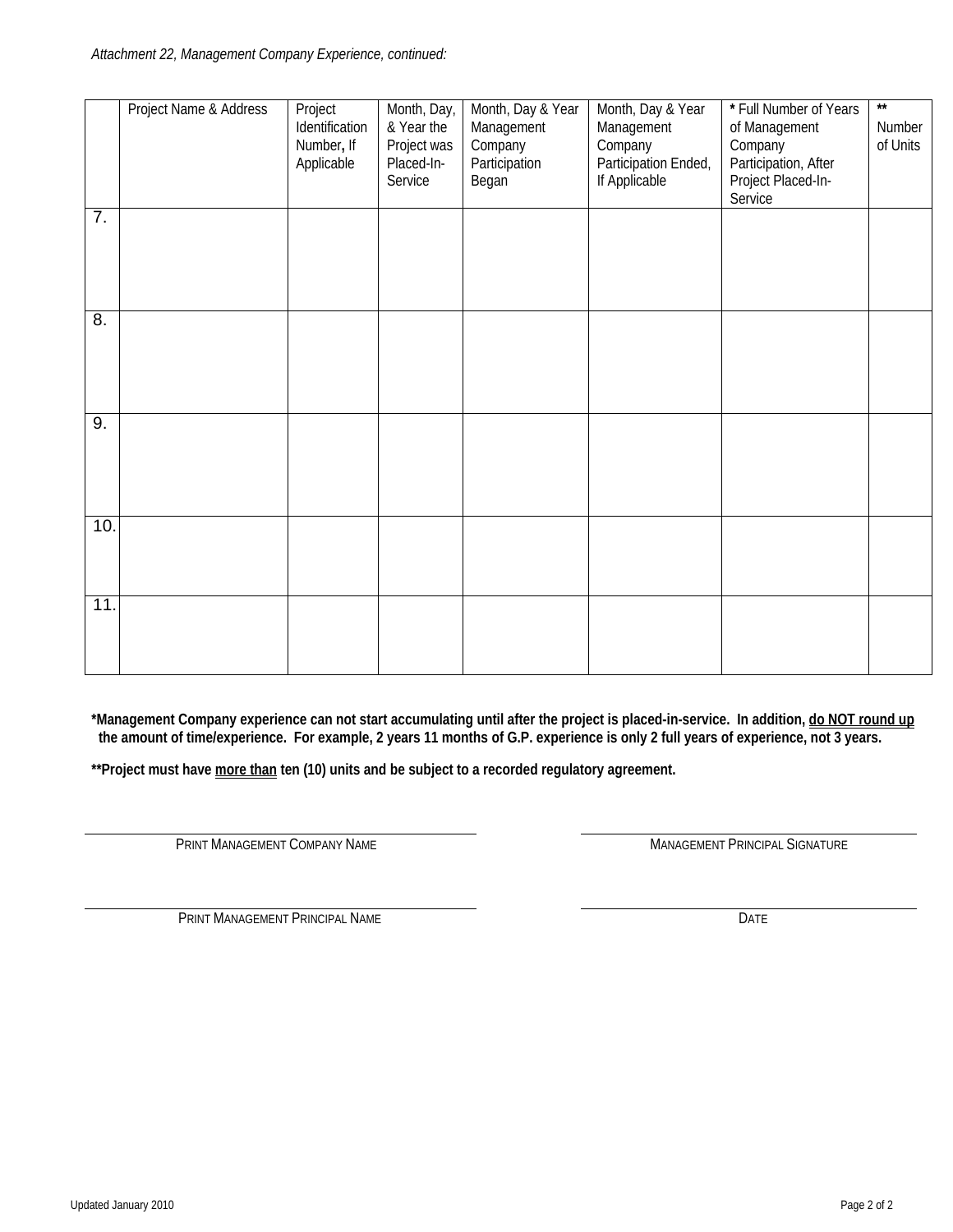*Attachment 22, Management Company Experience, continued:*

| | Project Name & Address | Project Identification Number, If Applicable | Month, Day, & Year the Project was Placed-In-Service | Month, Day & Year Management Company Participation Began | Month, Day & Year Management Company Participation Ended, If Applicable | * Full Number of Years of Management Company Participation, After Project Placed-In-Service | ** Number of Units |
|---|---|---|---|---|---|---|---|
| 7. | | | | | | | |
| 8. | | | | | | | |
| 9. | | | | | | | |
| 10. | | | | | | | |
| 11. | | | | | | | |

**\*Management Company experience can not start accumulating until after the project is placed-in-service. In addition, <u>do NOT round up</u> the amount of time/experience. For example, 2 years 11 months of G.P. experience is only 2 full years of experience, not 3 years.**

**\*\*Project must have <u>more than</u> ten (10) units and be subject to a recorded regulatory agreement.**

_______________________________
PRINT MANAGEMENT COMPANY NAME

_______________________________
MANAGEMENT PRINCIPAL SIGNATURE

_______________________________
PRINT MANAGEMENT PRINCIPAL NAME

_______________________________
DATE

Updated January 2010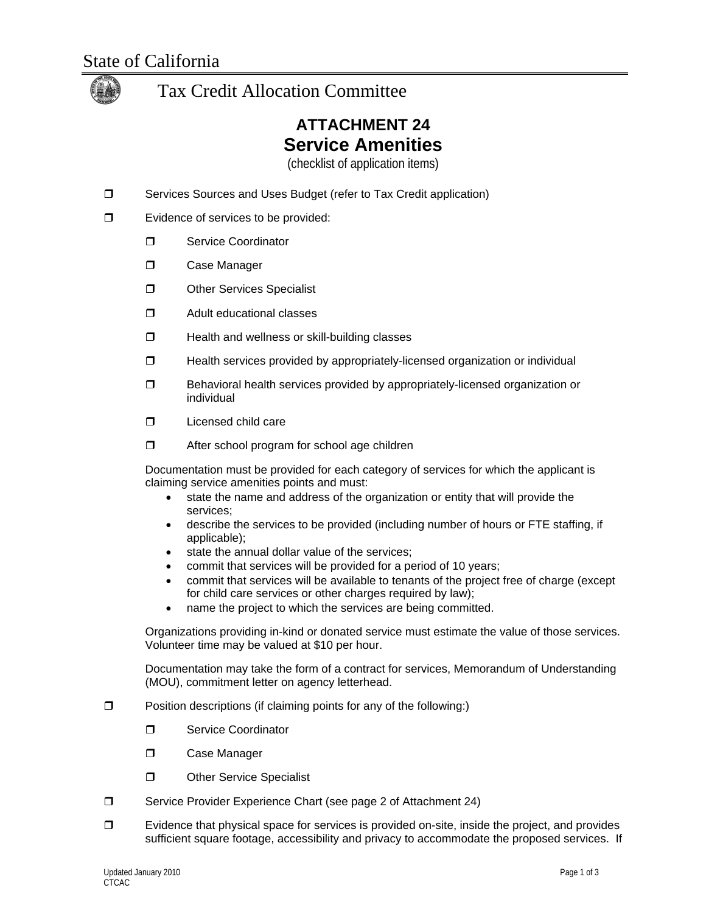State of California

Tax Credit Allocation Committee

# ATTACHMENT 24
## Service Amenities
(checklist of application items)

- ❒ Services Sources and Uses Budget (refer to Tax Credit application)
- ❒ Evidence of services to be provided:
  - ❒ Service Coordinator
  - ❒ Case Manager
  - ❒ Other Services Specialist
  - ❒ Adult educational classes
  - ❒ Health and wellness or skill-building classes
  - ❒ Health services provided by appropriately-licensed organization or individual
  - ❒ Behavioral health services provided by appropriately-licensed organization or individual
  - ❒ Licensed child care
  - ❒ After school program for school age children

  Documentation must be provided for each category of services for which the applicant is claiming service amenities points and must:
  - state the name and address of the organization or entity that will provide the services;
  - describe the services to be provided (including number of hours or FTE staffing, if applicable);
  - state the annual dollar value of the services;
  - commit that services will be provided for a period of 10 years;
  - commit that services will be available to tenants of the project free of charge (except for child care services or other charges required by law);
  - name the project to which the services are being committed.

  Organizations providing in-kind or donated service must estimate the value of those services. Volunteer time may be valued at $10 per hour.

  Documentation may take the form of a contract for services, Memorandum of Understanding (MOU), commitment letter on agency letterhead.

- ❒ Position descriptions (if claiming points for any of the following:)
  - ❒ Service Coordinator
  - ❒ Case Manager
  - ❒ Other Service Specialist
- ❒ Service Provider Experience Chart (see page 2 of Attachment 24)
- ❒ Evidence that physical space for services is provided on-site, inside the project, and provides sufficient square footage, accessibility and privacy to accommodate the proposed services. If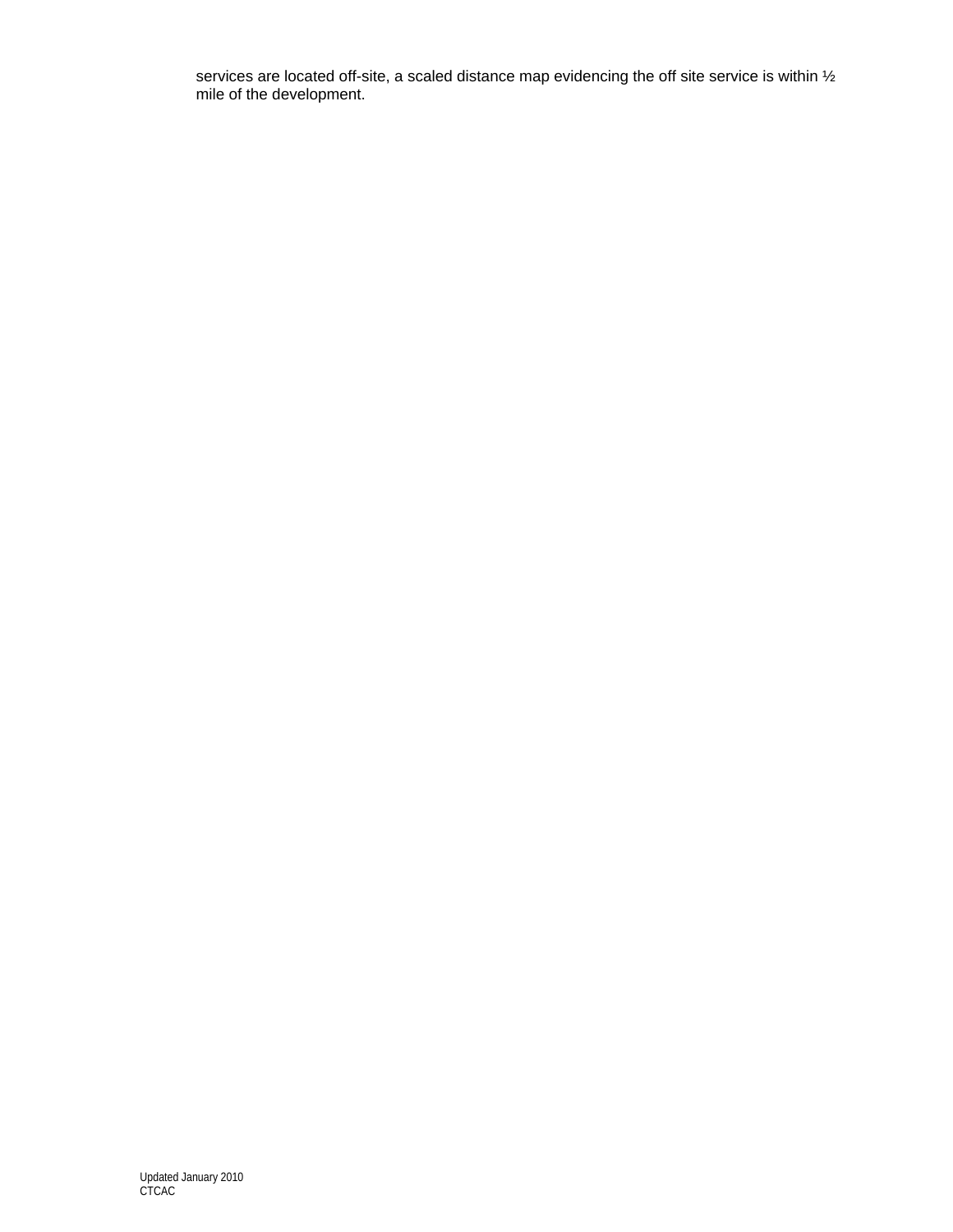services are located off-site, a scaled distance map evidencing the off site service is within ½ mile of the development.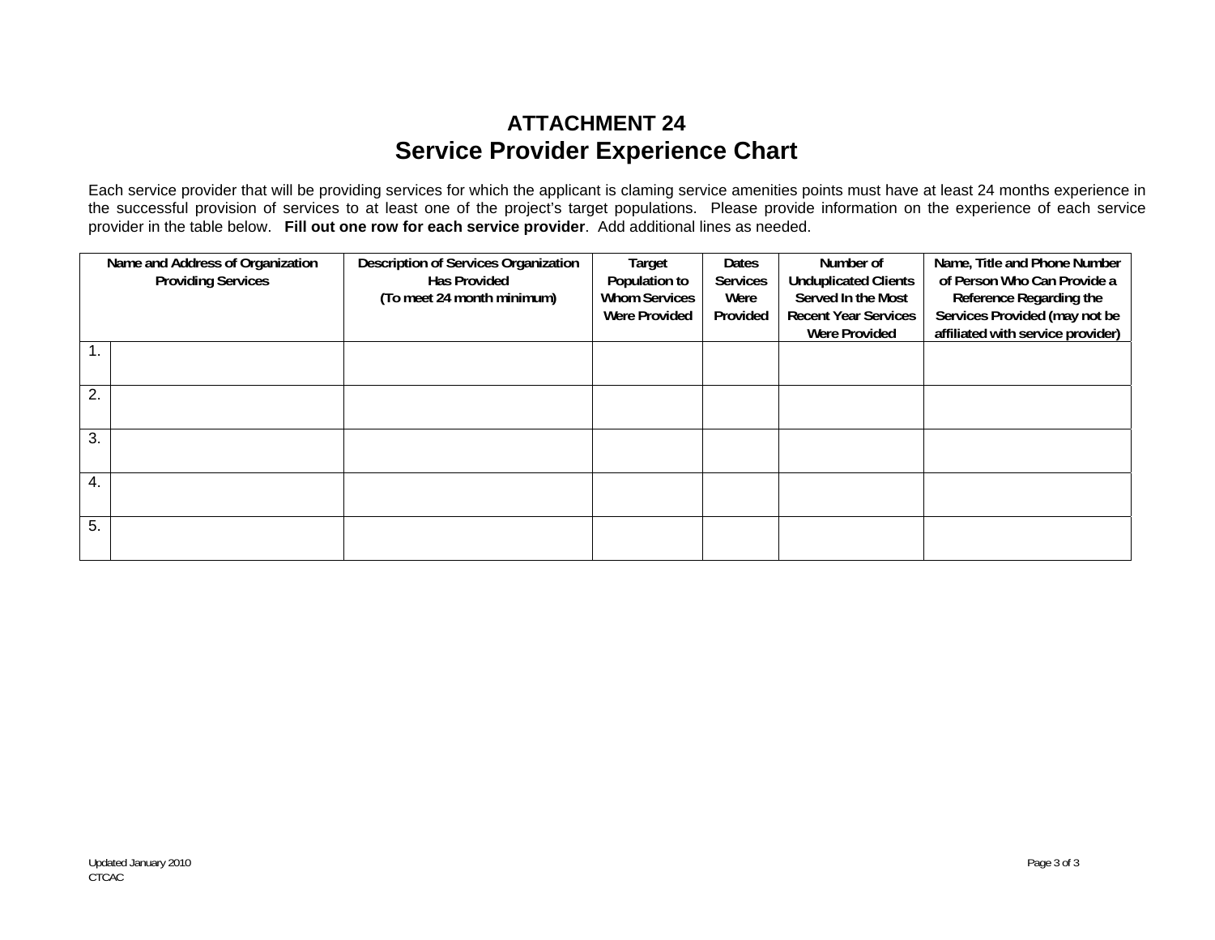# ATTACHMENT 24
## Service Provider Experience Chart

Each service provider that will be providing services for which the applicant is claming service amenities points must have at least 24 months experience in the successful provision of services to at least one of the project's target populations. Please provide information on the experience of each service provider in the table below. **Fill out one row for each service provider**. Add additional lines as needed.

| Name and Address of Organization Providing Services | | Description of Services Organization Has Provided (To meet 24 month minimum) | Target Population to Whom Services Were Provided | Dates Services Were Provided | Number of Unduplicated Clients Served In the Most Recent Year Services Were Provided | Name, Title and Phone Number of Person Who Can Provide a Reference Regarding the Services Provided (may not be affiliated with service provider) |
|---|---|---|---|---|---|---|
| 1. | | | | | | |
| 2. | | | | | | |
| 3. | | | | | | |
| 4. | | | | | | |
| 5. | | | | | | |

Updated January 2010
CTCAC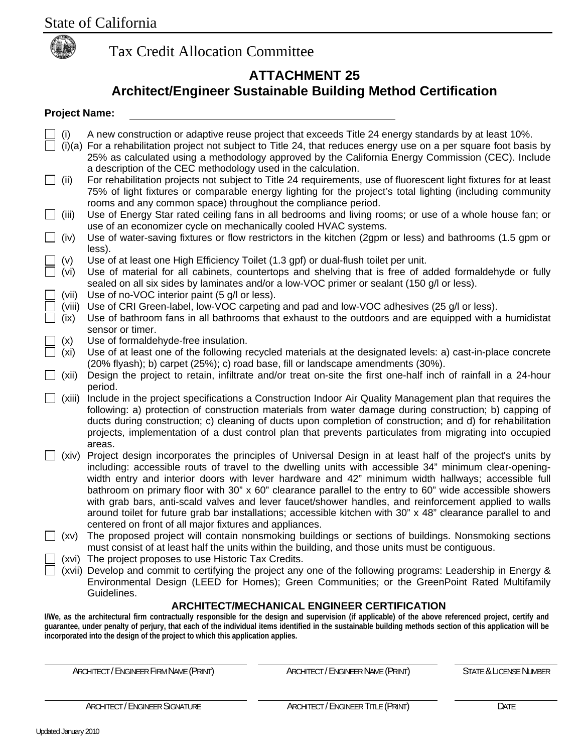State of California

Tax Credit Allocation Committee

# ATTACHMENT 25
## Architect/Engineer Sustainable Building Method Certification

**Project Name:** ______________________________________

- [ ] (i) A new construction or adaptive reuse project that exceeds Title 24 energy standards by at least 10%.
- [ ] (i)(a) For a rehabilitation project not subject to Title 24, that reduces energy use on a per square foot basis by 25% as calculated using a methodology approved by the California Energy Commission (CEC). Include a description of the CEC methodology used in the calculation.
- [ ] (ii) For rehabilitation projects not subject to Title 24 requirements, use of fluorescent light fixtures for at least 75% of light fixtures or comparable energy lighting for the project's total lighting (including community rooms and any common space) throughout the compliance period.
- [ ] (iii) Use of Energy Star rated ceiling fans in all bedrooms and living rooms; or use of a whole house fan; or use of an economizer cycle on mechanically cooled HVAC systems.
- [ ] (iv) Use of water-saving fixtures or flow restrictors in the kitchen (2gpm or less) and bathrooms (1.5 gpm or less).
- [ ] (v) Use of at least one High Efficiency Toilet (1.3 gpf) or dual-flush toilet per unit.
- [ ] (vi) Use of material for all cabinets, countertops and shelving that is free of added formaldehyde or fully sealed on all six sides by laminates and/or a low-VOC primer or sealant (150 g/l or less).
- [ ] (vii) Use of no-VOC interior paint (5 g/l or less).
- [ ] (viii) Use of CRI Green-label, low-VOC carpeting and pad and low-VOC adhesives (25 g/l or less).
- [ ] (ix) Use of bathroom fans in all bathrooms that exhaust to the outdoors and are equipped with a humidistat sensor or timer.
- [ ] (x) Use of formaldehyde-free insulation.
- [ ] (xi) Use of at least one of the following recycled materials at the designated levels: a) cast-in-place concrete (20% flyash); b) carpet (25%); c) road base, fill or landscape amendments (30%).
- [ ] (xii) Design the project to retain, infiltrate and/or treat on-site the first one-half inch of rainfall in a 24-hour period.
- [ ] (xiii) Include in the project specifications a Construction Indoor Air Quality Management plan that requires the following: a) protection of construction materials from water damage during construction; b) capping of ducts during construction; c) cleaning of ducts upon completion of construction; and d) for rehabilitation projects, implementation of a dust control plan that prevents particulates from migrating into occupied areas.
- [ ] (xiv) Project design incorporates the principles of Universal Design in at least half of the project's units by including: accessible routs of travel to the dwelling units with accessible 34" minimum clear-opening-width entry and interior doors with lever hardware and 42" minimum width hallways; accessible full bathroom on primary floor with 30" x 60" clearance parallel to the entry to 60" wide accessible showers with grab bars, anti-scald valves and lever faucet/shower handles, and reinforcement applied to walls around toilet for future grab bar installations; accessible kitchen with 30" x 48" clearance parallel to and centered on front of all major fixtures and appliances.
- [ ] (xv) The proposed project will contain nonsmoking buildings or sections of buildings. Nonsmoking sections must consist of at least half the units within the building, and those units must be contiguous.
- [ ] (xvi) The project proposes to use Historic Tax Credits.
- [ ] (xvii) Develop and commit to certifying the project any one of the following programs: Leadership in Energy & Environmental Design (LEED for Homes); Green Communities; or the GreenPoint Rated Multifamily Guidelines.

### ARCHITECT/MECHANICAL ENGINEER CERTIFICATION

**I/We, as the architectural firm contractually responsible for the design and supervision (if applicable) of the above referenced project, certify and guarantee, under penalty of perjury, that each of the individual items identified in the sustainable building methods section of this application will be incorporated into the design of the project to which this application applies.**

| ARCHITECT / ENGINEER FIRM NAME (PRINT) | ARCHITECT / ENGINEER NAME (PRINT) | STATE & LICENSE NUMBER |
|---|---|---|
| ARCHITECT / ENGINEER SIGNATURE | ARCHITECT / ENGINEER TITLE (PRINT) | DATE |

Updated January 2010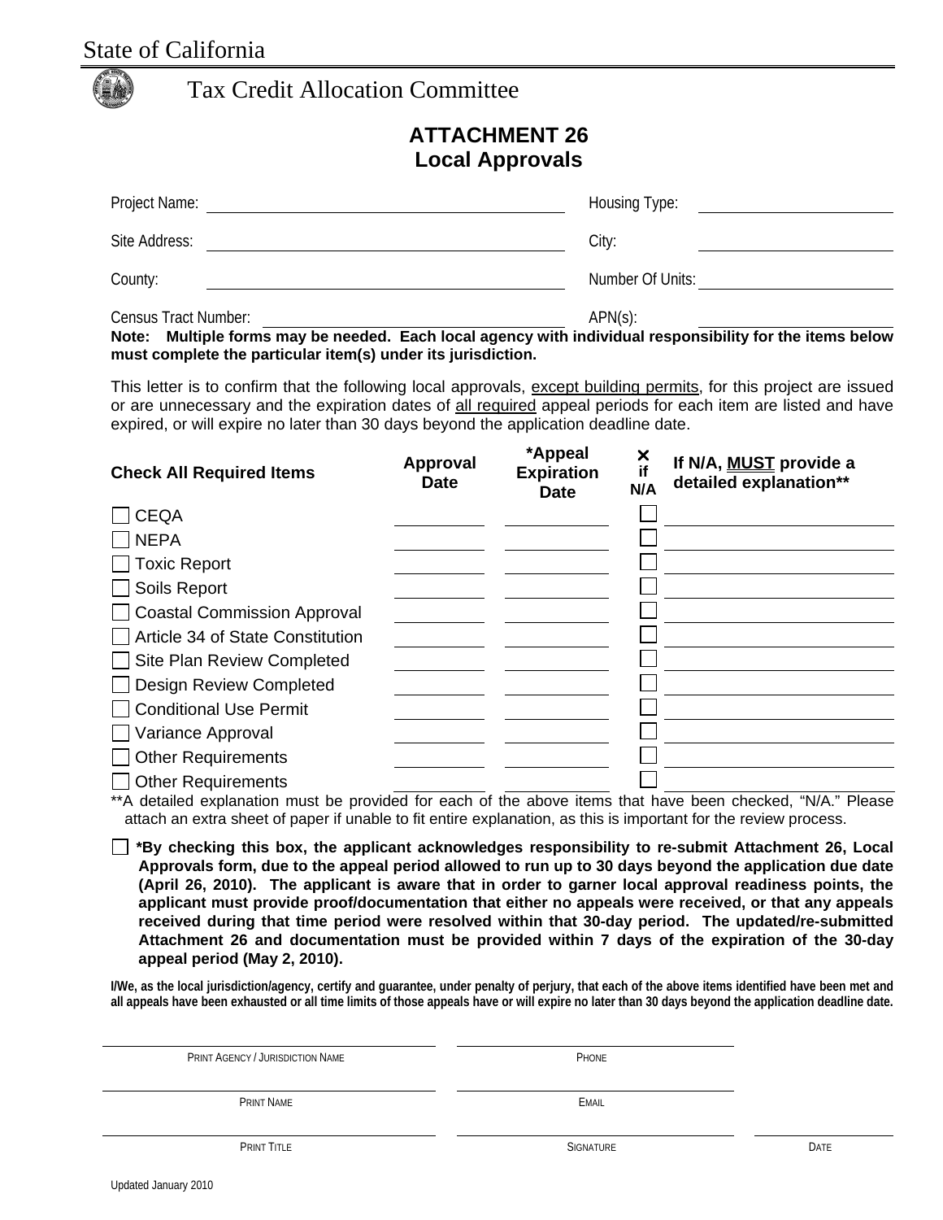State of California

Tax Credit Allocation Committee

# ATTACHMENT 26
# Local Approvals

| | | | |
|---|---|---|---|
| Project Name: | | Housing Type: | |
| Site Address: | | City: | |
| County: | | Number Of Units: | |
| Census Tract Number: | | APN(s): | |

**Note: Multiple forms may be needed. Each local agency with individual responsibility for the items below must complete the particular item(s) under its jurisdiction.**

This letter is to confirm that the following local approvals, except building permits, for this project are issued or are unnecessary and the expiration dates of all required appeal periods for each item are listed and have expired, or will expire no later than 30 days beyond the application deadline date.

| Check All Required Items | Approval Date | *Appeal Expiration Date | ✕ if N/A | If N/A, **MUST** provide a detailed explanation** |
|---|---|---|---|---|
| ☐ CEQA | | | ☐ | |
| ☐ NEPA | | | ☐ | |
| ☐ Toxic Report | | | ☐ | |
| ☐ Soils Report | | | ☐ | |
| ☐ Coastal Commission Approval | | | ☐ | |
| ☐ Article 34 of State Constitution | | | ☐ | |
| ☐ Site Plan Review Completed | | | ☐ | |
| ☐ Design Review Completed | | | ☐ | |
| ☐ Conditional Use Permit | | | ☐ | |
| ☐ Variance Approval | | | ☐ | |
| ☐ Other Requirements | | | ☐ | |
| ☐ Other Requirements | | | ☐ | |

**A detailed explanation must be provided for each of the above items that have been checked, "N/A." Please attach an extra sheet of paper if unable to fit entire explanation, as this is important for the review process.

☐ **\*By checking this box, the applicant acknowledges responsibility to re-submit Attachment 26, Local Approvals form, due to the appeal period allowed to run up to 30 days beyond the application due date (April 26, 2010). The applicant is aware that in order to garner local approval readiness points, the applicant must provide proof/documentation that either no appeals were received, or that any appeals received during that time period were resolved within that 30-day period. The updated/re-submitted Attachment 26 and documentation must be provided within 7 days of the expiration of the 30-day appeal period (May 2, 2010).**

**I/We, as the local jurisdiction/agency, certify and guarantee, under penalty of perjury, that each of the above items identified have been met and all appeals have been exhausted or all time limits of those appeals have or will expire no later than 30 days beyond the application deadline date.**

| | | |
|---|---|---|
| PRINT AGENCY / JURISDICTION NAME | PHONE | |
| PRINT NAME | EMAIL | |
| PRINT TITLE | SIGNATURE | DATE |

Updated January 2010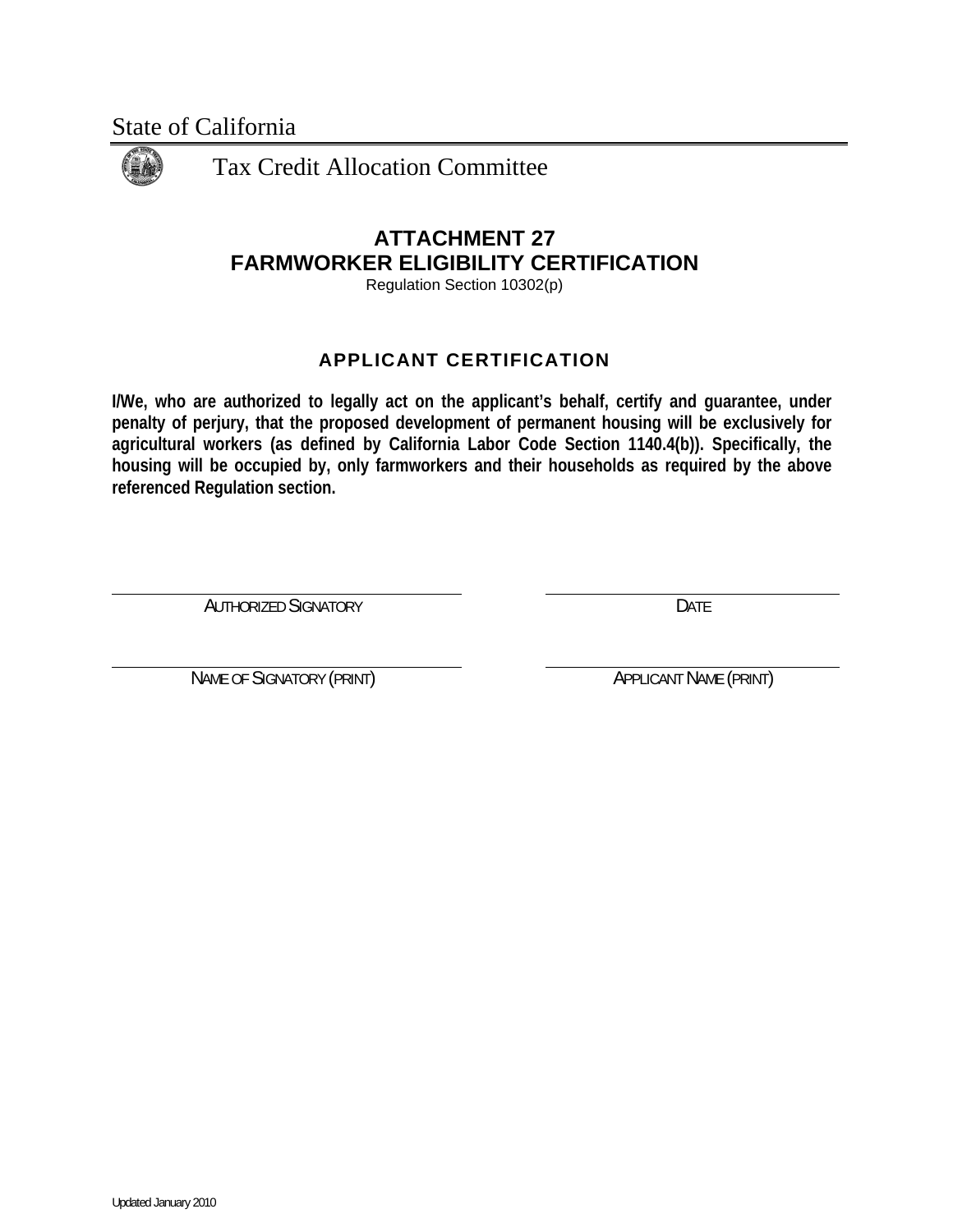State of California

Tax Credit Allocation Committee

# ATTACHMENT 27
# FARMWORKER ELIGIBILITY CERTIFICATION

Regulation Section 10302(p)

## APPLICANT CERTIFICATION

**I/We, who are authorized to legally act on the applicant's behalf, certify and guarantee, under penalty of perjury, that the proposed development of permanent housing will be exclusively for agricultural workers (as defined by California Labor Code Section 1140.4(b)). Specifically, the housing will be occupied by, only farmworkers and their households as required by the above referenced Regulation section.**

| | |
|---|---|
| \_\_\_\_\_\_\_\_\_\_\_\_\_\_\_\_\_\_\_\_\_\_\_\_ | \_\_\_\_\_\_\_\_\_\_\_\_\_\_\_\_\_\_\_\_\_\_\_\_ |
| AUTHORIZED SIGNATORY | DATE |
| \_\_\_\_\_\_\_\_\_\_\_\_\_\_\_\_\_\_\_\_\_\_\_\_ | \_\_\_\_\_\_\_\_\_\_\_\_\_\_\_\_\_\_\_\_\_\_\_\_ |
| NAME OF SIGNATORY (PRINT) | APPLICANT NAME (PRINT) |

Updated January 2010